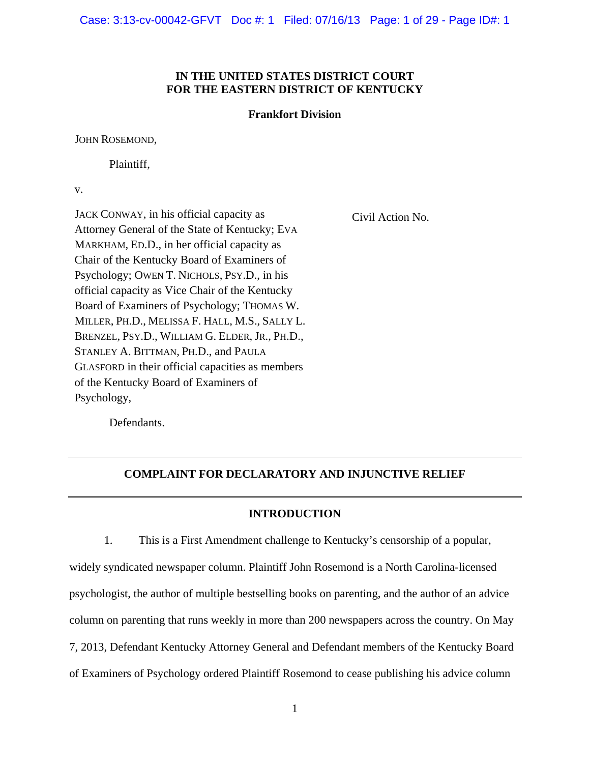# IN THE UNITED STATES DISTRICT COURT
# FOR THE EASTERN DISTRICT OF KENTUCKY

## Frankfort Division

JOHN ROSEMOND,

Plaintiff,

v.

JACK CONWAY, in his official capacity as Attorney General of the State of Kentucky; EVA MARKHAM, ED.D., in her official capacity as Chair of the Kentucky Board of Examiners of Psychology; OWEN T. NICHOLS, PSY.D., in his official capacity as Vice Chair of the Kentucky Board of Examiners of Psychology; THOMAS W. MILLER, PH.D., MELISSA F. HALL, M.S., SALLY L. BRENZEL, PSY.D., WILLIAM G. ELDER, JR., PH.D., STANLEY A. BITTMAN, PH.D., and PAULA GLASFORD in their official capacities as members of the Kentucky Board of Examiners of Psychology,

Defendants.

Civil Action No.

---

## COMPLAINT FOR DECLARATORY AND INJUNCTIVE RELIEF

---

## INTRODUCTION

1. This is a First Amendment challenge to Kentucky's censorship of a popular, widely syndicated newspaper column. Plaintiff John Rosemond is a North Carolina-licensed psychologist, the author of multiple bestselling books on parenting, and the author of an advice column on parenting that runs weekly in more than 200 newspapers across the country. On May 7, 2013, Defendant Kentucky Attorney General and Defendant members of the Kentucky Board of Examiners of Psychology ordered Plaintiff Rosemond to cease publishing his advice column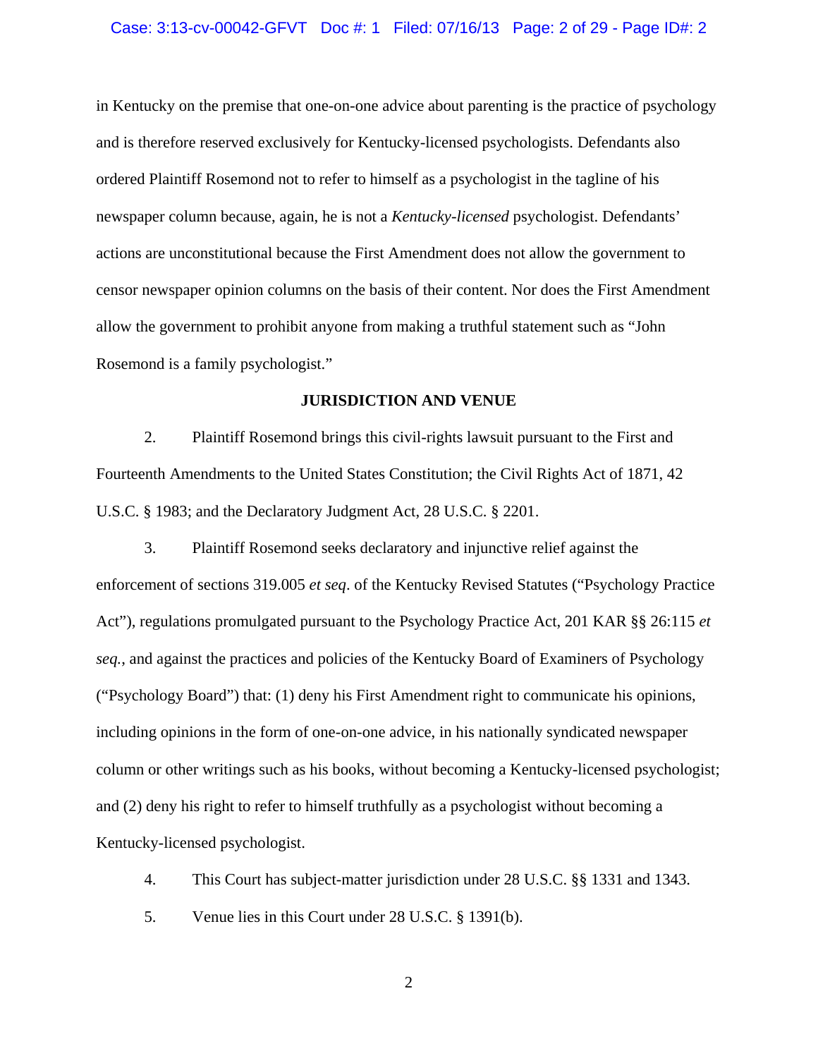in Kentucky on the premise that one-on-one advice about parenting is the practice of psychology and is therefore reserved exclusively for Kentucky-licensed psychologists. Defendants also ordered Plaintiff Rosemond not to refer to himself as a psychologist in the tagline of his newspaper column because, again, he is not a *Kentucky-licensed* psychologist. Defendants' actions are unconstitutional because the First Amendment does not allow the government to censor newspaper opinion columns on the basis of their content. Nor does the First Amendment allow the government to prohibit anyone from making a truthful statement such as "John Rosemond is a family psychologist."

## JURISDICTION AND VENUE

2. Plaintiff Rosemond brings this civil-rights lawsuit pursuant to the First and Fourteenth Amendments to the United States Constitution; the Civil Rights Act of 1871, 42 U.S.C. § 1983; and the Declaratory Judgment Act, 28 U.S.C. § 2201.

3. Plaintiff Rosemond seeks declaratory and injunctive relief against the enforcement of sections 319.005 *et seq*. of the Kentucky Revised Statutes ("Psychology Practice Act"), regulations promulgated pursuant to the Psychology Practice Act, 201 KAR §§ 26:115 *et seq.*, and against the practices and policies of the Kentucky Board of Examiners of Psychology ("Psychology Board") that: (1) deny his First Amendment right to communicate his opinions, including opinions in the form of one-on-one advice, in his nationally syndicated newspaper column or other writings such as his books, without becoming a Kentucky-licensed psychologist; and (2) deny his right to refer to himself truthfully as a psychologist without becoming a Kentucky-licensed psychologist.

4. This Court has subject-matter jurisdiction under 28 U.S.C. §§ 1331 and 1343.

5. Venue lies in this Court under 28 U.S.C. § 1391(b).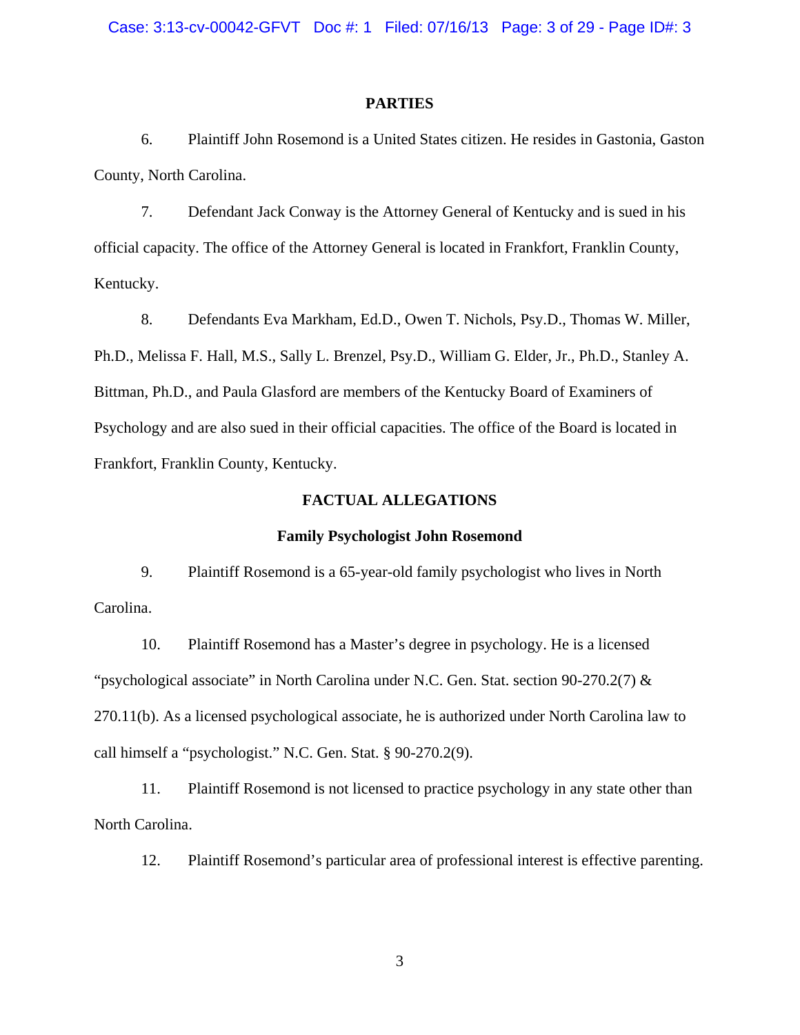## PARTIES

6. Plaintiff John Rosemond is a United States citizen. He resides in Gastonia, Gaston County, North Carolina.

7. Defendant Jack Conway is the Attorney General of Kentucky and is sued in his official capacity. The office of the Attorney General is located in Frankfort, Franklin County, Kentucky.

8. Defendants Eva Markham, Ed.D., Owen T. Nichols, Psy.D., Thomas W. Miller, Ph.D., Melissa F. Hall, M.S., Sally L. Brenzel, Psy.D., William G. Elder, Jr., Ph.D., Stanley A. Bittman, Ph.D., and Paula Glasford are members of the Kentucky Board of Examiners of Psychology and are also sued in their official capacities. The office of the Board is located in Frankfort, Franklin County, Kentucky.

## FACTUAL ALLEGATIONS

### Family Psychologist John Rosemond

9. Plaintiff Rosemond is a 65-year-old family psychologist who lives in North Carolina.

10. Plaintiff Rosemond has a Master's degree in psychology. He is a licensed "psychological associate" in North Carolina under N.C. Gen. Stat. section 90-270.2(7) & 270.11(b). As a licensed psychological associate, he is authorized under North Carolina law to call himself a "psychologist." N.C. Gen. Stat. § 90-270.2(9).

11. Plaintiff Rosemond is not licensed to practice psychology in any state other than North Carolina.

12. Plaintiff Rosemond's particular area of professional interest is effective parenting.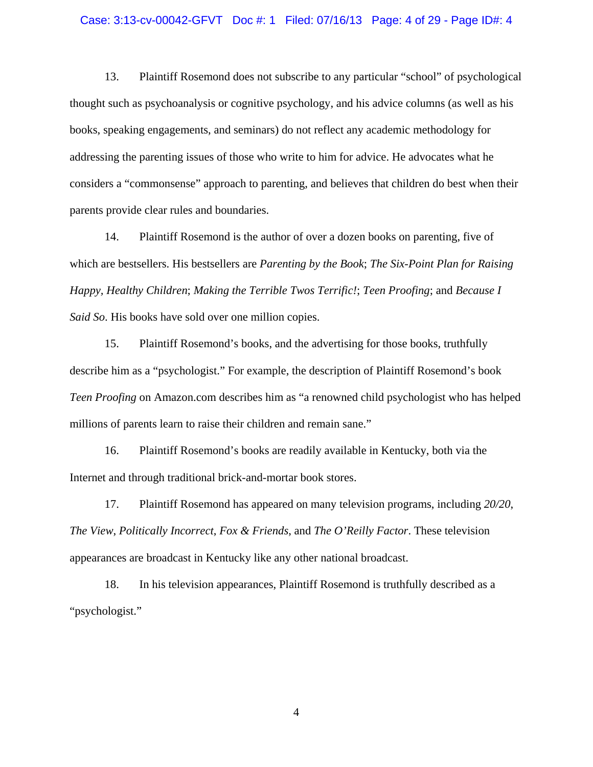13. Plaintiff Rosemond does not subscribe to any particular "school" of psychological thought such as psychoanalysis or cognitive psychology, and his advice columns (as well as his books, speaking engagements, and seminars) do not reflect any academic methodology for addressing the parenting issues of those who write to him for advice. He advocates what he considers a "commonsense" approach to parenting, and believes that children do best when their parents provide clear rules and boundaries.

14. Plaintiff Rosemond is the author of over a dozen books on parenting, five of which are bestsellers. His bestsellers are *Parenting by the Book*; *The Six-Point Plan for Raising Happy, Healthy Children*; *Making the Terrible Twos Terrific!*; *Teen Proofing*; and *Because I Said So*. His books have sold over one million copies.

15. Plaintiff Rosemond's books, and the advertising for those books, truthfully describe him as a "psychologist." For example, the description of Plaintiff Rosemond's book *Teen Proofing* on Amazon.com describes him as "a renowned child psychologist who has helped millions of parents learn to raise their children and remain sane."

16. Plaintiff Rosemond's books are readily available in Kentucky, both via the Internet and through traditional brick-and-mortar book stores.

17. Plaintiff Rosemond has appeared on many television programs, including *20/20*, *The View*, *Politically Incorrect*, *Fox & Friends*, and *The O'Reilly Factor*. These television appearances are broadcast in Kentucky like any other national broadcast.

18. In his television appearances, Plaintiff Rosemond is truthfully described as a "psychologist."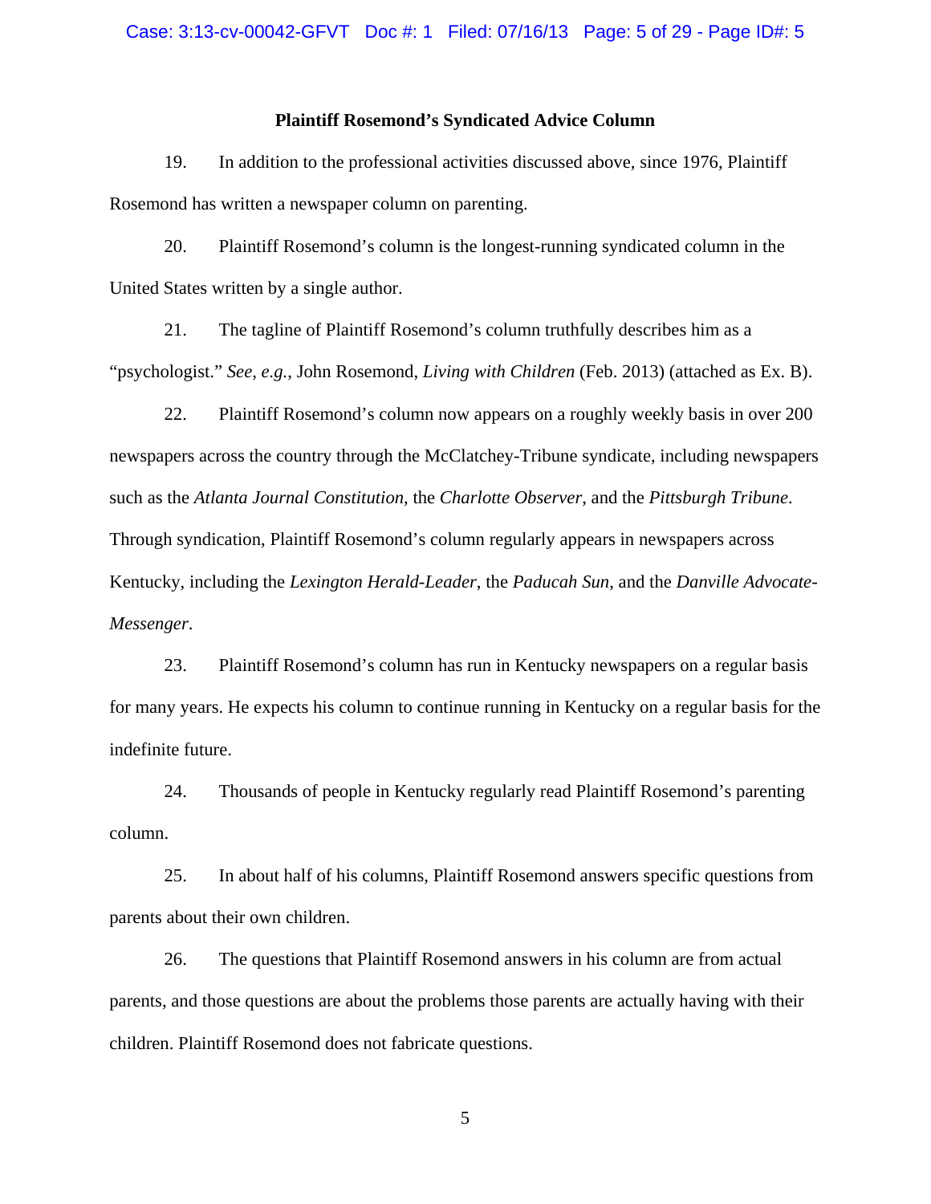**Plaintiff Rosemond's Syndicated Advice Column**

19. In addition to the professional activities discussed above, since 1976, Plaintiff Rosemond has written a newspaper column on parenting.

20. Plaintiff Rosemond's column is the longest-running syndicated column in the United States written by a single author.

21. The tagline of Plaintiff Rosemond's column truthfully describes him as a "psychologist." *See, e.g.*, John Rosemond, *Living with Children* (Feb. 2013) (attached as Ex. B).

22. Plaintiff Rosemond's column now appears on a roughly weekly basis in over 200 newspapers across the country through the McClatchey-Tribune syndicate, including newspapers such as the *Atlanta Journal Constitution*, the *Charlotte Observer*, and the *Pittsburgh Tribune*. Through syndication, Plaintiff Rosemond's column regularly appears in newspapers across Kentucky, including the *Lexington Herald-Leader*, the *Paducah Sun*, and the *Danville Advocate-Messenger*.

23. Plaintiff Rosemond's column has run in Kentucky newspapers on a regular basis for many years. He expects his column to continue running in Kentucky on a regular basis for the indefinite future.

24. Thousands of people in Kentucky regularly read Plaintiff Rosemond's parenting column.

25. In about half of his columns, Plaintiff Rosemond answers specific questions from parents about their own children.

26. The questions that Plaintiff Rosemond answers in his column are from actual parents, and those questions are about the problems those parents are actually having with their children. Plaintiff Rosemond does not fabricate questions.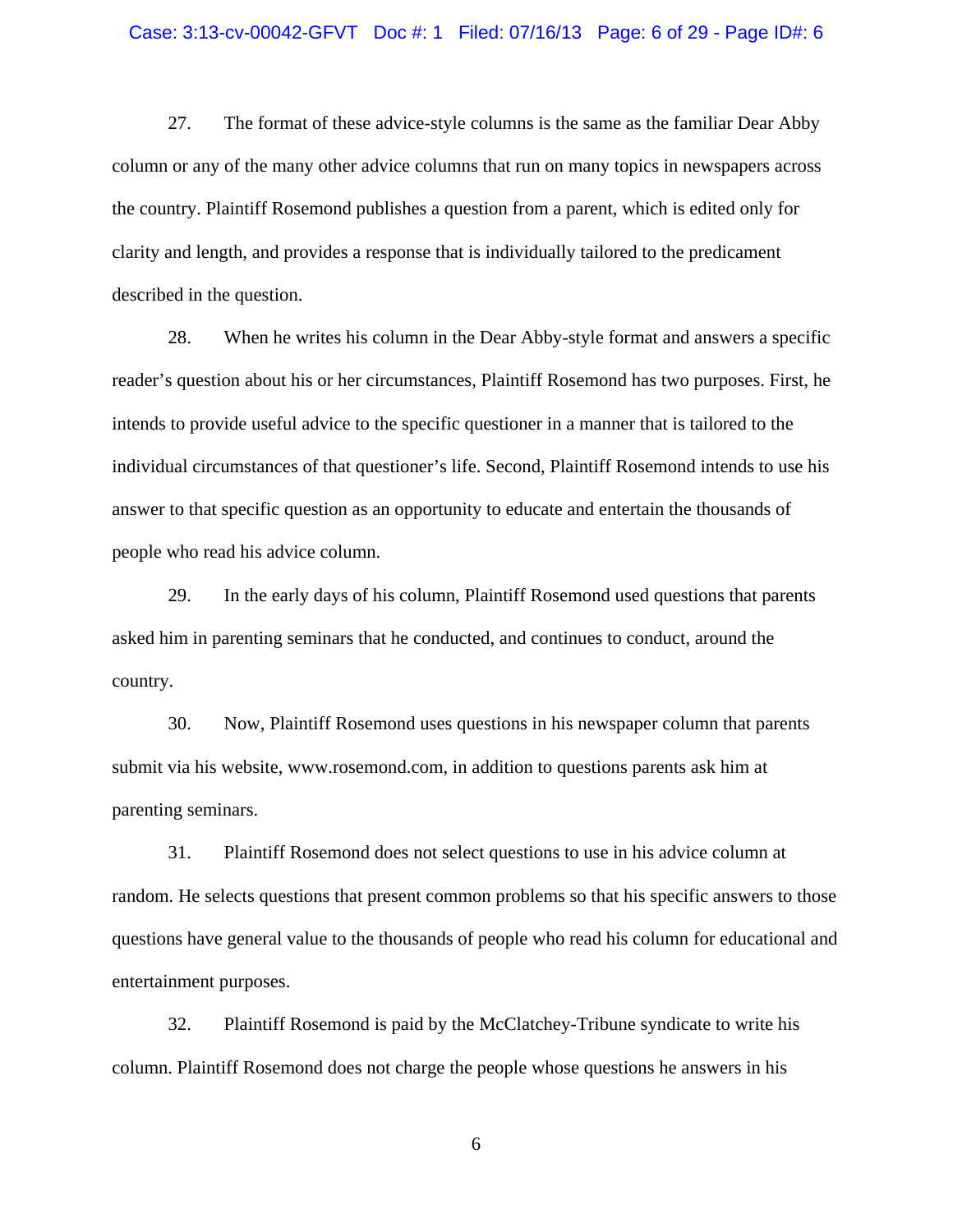27. The format of these advice-style columns is the same as the familiar Dear Abby column or any of the many other advice columns that run on many topics in newspapers across the country. Plaintiff Rosemond publishes a question from a parent, which is edited only for clarity and length, and provides a response that is individually tailored to the predicament described in the question.

28. When he writes his column in the Dear Abby-style format and answers a specific reader's question about his or her circumstances, Plaintiff Rosemond has two purposes. First, he intends to provide useful advice to the specific questioner in a manner that is tailored to the individual circumstances of that questioner's life. Second, Plaintiff Rosemond intends to use his answer to that specific question as an opportunity to educate and entertain the thousands of people who read his advice column.

29. In the early days of his column, Plaintiff Rosemond used questions that parents asked him in parenting seminars that he conducted, and continues to conduct, around the country.

30. Now, Plaintiff Rosemond uses questions in his newspaper column that parents submit via his website, www.rosemond.com, in addition to questions parents ask him at parenting seminars.

31. Plaintiff Rosemond does not select questions to use in his advice column at random. He selects questions that present common problems so that his specific answers to those questions have general value to the thousands of people who read his column for educational and entertainment purposes.

32. Plaintiff Rosemond is paid by the McClatchey-Tribune syndicate to write his column. Plaintiff Rosemond does not charge the people whose questions he answers in his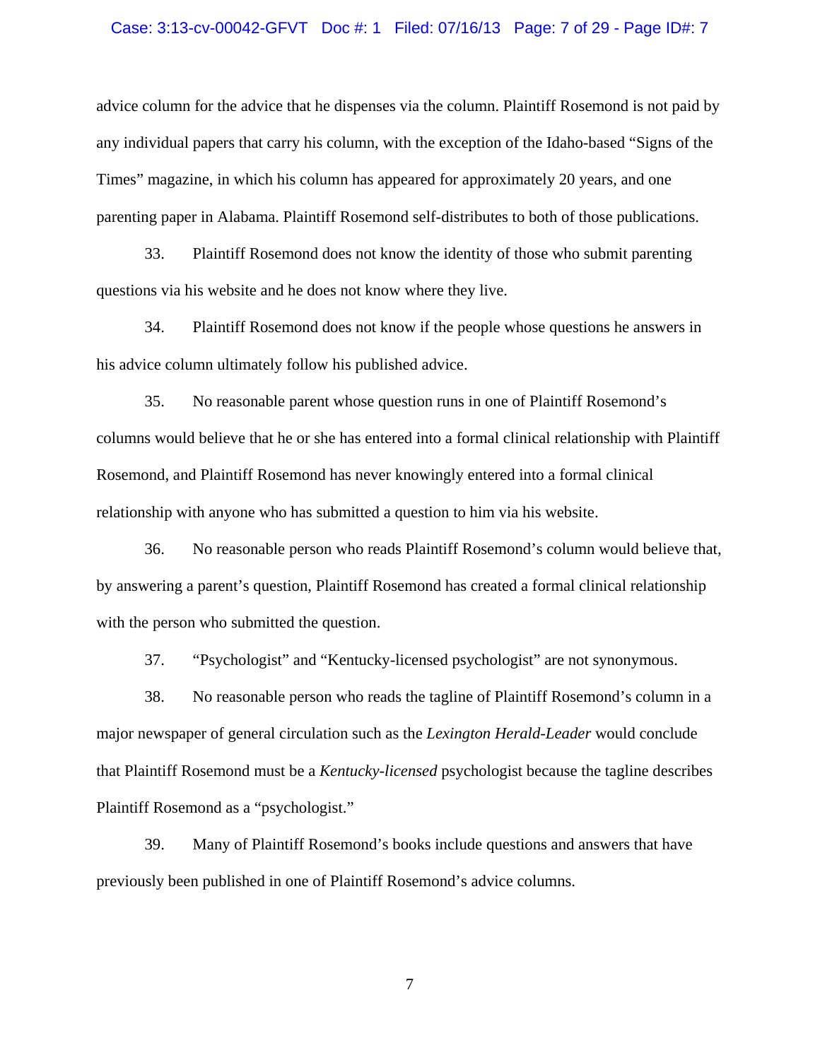advice column for the advice that he dispenses via the column. Plaintiff Rosemond is not paid by any individual papers that carry his column, with the exception of the Idaho-based "Signs of the Times" magazine, in which his column has appeared for approximately 20 years, and one parenting paper in Alabama. Plaintiff Rosemond self-distributes to both of those publications.

33. Plaintiff Rosemond does not know the identity of those who submit parenting questions via his website and he does not know where they live.

34. Plaintiff Rosemond does not know if the people whose questions he answers in his advice column ultimately follow his published advice.

35. No reasonable parent whose question runs in one of Plaintiff Rosemond's columns would believe that he or she has entered into a formal clinical relationship with Plaintiff Rosemond, and Plaintiff Rosemond has never knowingly entered into a formal clinical relationship with anyone who has submitted a question to him via his website.

36. No reasonable person who reads Plaintiff Rosemond's column would believe that, by answering a parent's question, Plaintiff Rosemond has created a formal clinical relationship with the person who submitted the question.

37. "Psychologist" and "Kentucky-licensed psychologist" are not synonymous.

38. No reasonable person who reads the tagline of Plaintiff Rosemond's column in a major newspaper of general circulation such as the *Lexington Herald-Leader* would conclude that Plaintiff Rosemond must be a *Kentucky-licensed* psychologist because the tagline describes Plaintiff Rosemond as a "psychologist."

39. Many of Plaintiff Rosemond's books include questions and answers that have previously been published in one of Plaintiff Rosemond's advice columns.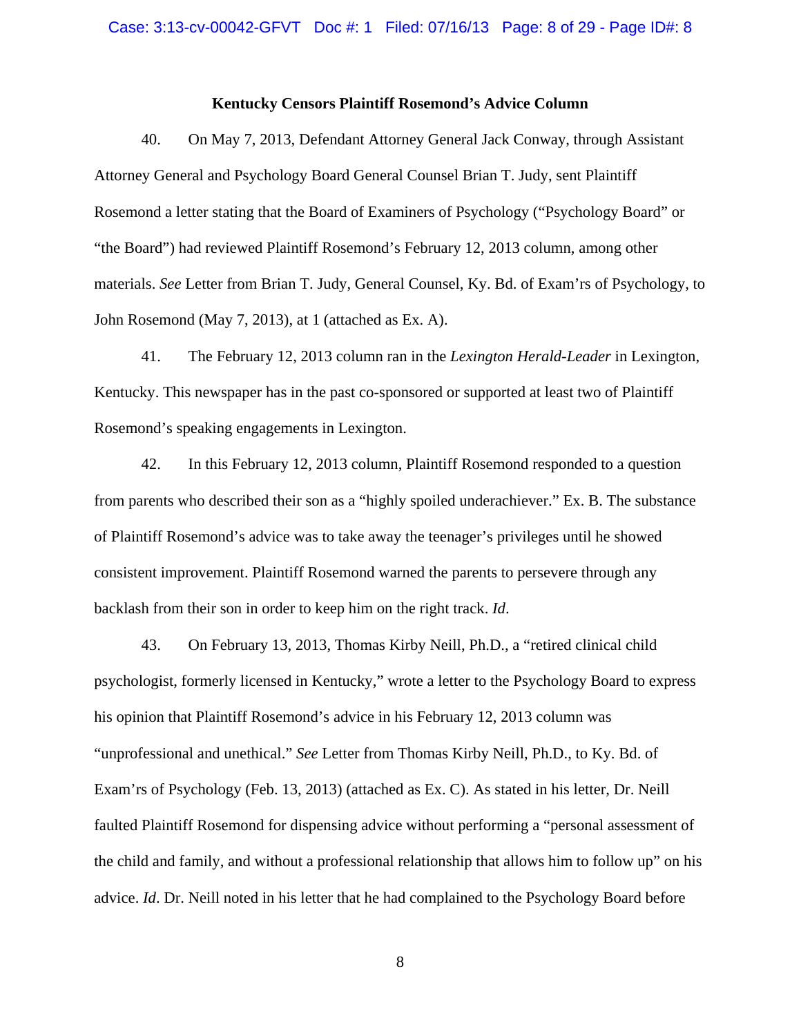**Kentucky Censors Plaintiff Rosemond's Advice Column**

40. On May 7, 2013, Defendant Attorney General Jack Conway, through Assistant Attorney General and Psychology Board General Counsel Brian T. Judy, sent Plaintiff Rosemond a letter stating that the Board of Examiners of Psychology ("Psychology Board" or "the Board") had reviewed Plaintiff Rosemond's February 12, 2013 column, among other materials. *See* Letter from Brian T. Judy, General Counsel, Ky. Bd. of Exam'rs of Psychology, to John Rosemond (May 7, 2013), at 1 (attached as Ex. A).

41. The February 12, 2013 column ran in the *Lexington Herald-Leader* in Lexington, Kentucky. This newspaper has in the past co-sponsored or supported at least two of Plaintiff Rosemond's speaking engagements in Lexington.

42. In this February 12, 2013 column, Plaintiff Rosemond responded to a question from parents who described their son as a "highly spoiled underachiever." Ex. B. The substance of Plaintiff Rosemond's advice was to take away the teenager's privileges until he showed consistent improvement. Plaintiff Rosemond warned the parents to persevere through any backlash from their son in order to keep him on the right track. *Id*.

43. On February 13, 2013, Thomas Kirby Neill, Ph.D., a "retired clinical child psychologist, formerly licensed in Kentucky," wrote a letter to the Psychology Board to express his opinion that Plaintiff Rosemond's advice in his February 12, 2013 column was "unprofessional and unethical." *See* Letter from Thomas Kirby Neill, Ph.D., to Ky. Bd. of Exam'rs of Psychology (Feb. 13, 2013) (attached as Ex. C). As stated in his letter, Dr. Neill faulted Plaintiff Rosemond for dispensing advice without performing a "personal assessment of the child and family, and without a professional relationship that allows him to follow up" on his advice. *Id*. Dr. Neill noted in his letter that he had complained to the Psychology Board before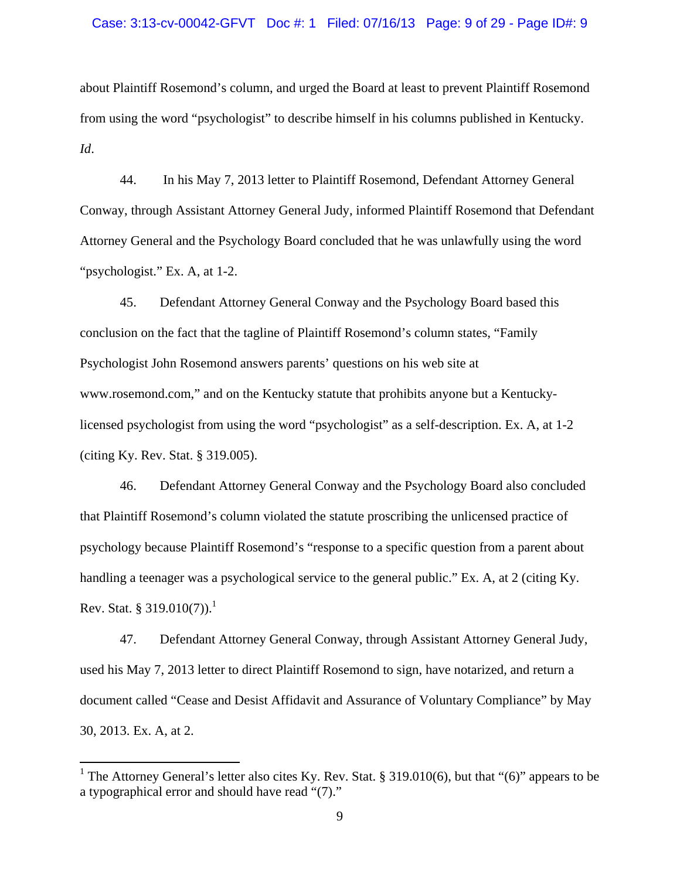about Plaintiff Rosemond's column, and urged the Board at least to prevent Plaintiff Rosemond from using the word "psychologist" to describe himself in his columns published in Kentucky. *Id*.

44. In his May 7, 2013 letter to Plaintiff Rosemond, Defendant Attorney General Conway, through Assistant Attorney General Judy, informed Plaintiff Rosemond that Defendant Attorney General and the Psychology Board concluded that he was unlawfully using the word "psychologist." Ex. A, at 1-2.

45. Defendant Attorney General Conway and the Psychology Board based this conclusion on the fact that the tagline of Plaintiff Rosemond's column states, "Family Psychologist John Rosemond answers parents' questions on his web site at www.rosemond.com," and on the Kentucky statute that prohibits anyone but a Kentucky-licensed psychologist from using the word "psychologist" as a self-description. Ex. A, at 1-2 (citing Ky. Rev. Stat. § 319.005).

46. Defendant Attorney General Conway and the Psychology Board also concluded that Plaintiff Rosemond's column violated the statute proscribing the unlicensed practice of psychology because Plaintiff Rosemond's "response to a specific question from a parent about handling a teenager was a psychological service to the general public." Ex. A, at 2 (citing Ky. Rev. Stat. § 319.010(7)).[1]

47. Defendant Attorney General Conway, through Assistant Attorney General Judy, used his May 7, 2013 letter to direct Plaintiff Rosemond to sign, have notarized, and return a document called "Cease and Desist Affidavit and Assurance of Voluntary Compliance" by May 30, 2013. Ex. A, at 2.

[1] The Attorney General's letter also cites Ky. Rev. Stat. § 319.010(6), but that "(6)" appears to be a typographical error and should have read "(7)."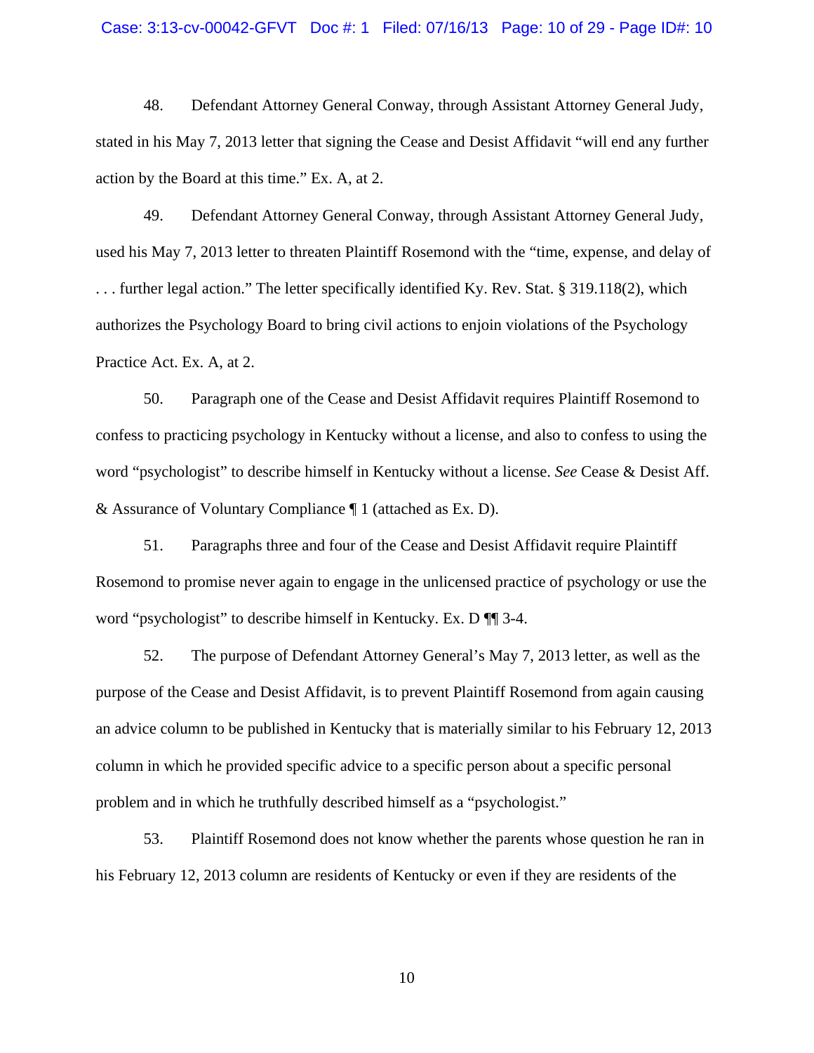48. Defendant Attorney General Conway, through Assistant Attorney General Judy, stated in his May 7, 2013 letter that signing the Cease and Desist Affidavit "will end any further action by the Board at this time." Ex. A, at 2.

49. Defendant Attorney General Conway, through Assistant Attorney General Judy, used his May 7, 2013 letter to threaten Plaintiff Rosemond with the "time, expense, and delay of . . . further legal action." The letter specifically identified Ky. Rev. Stat. § 319.118(2), which authorizes the Psychology Board to bring civil actions to enjoin violations of the Psychology Practice Act. Ex. A, at 2.

50. Paragraph one of the Cease and Desist Affidavit requires Plaintiff Rosemond to confess to practicing psychology in Kentucky without a license, and also to confess to using the word "psychologist" to describe himself in Kentucky without a license. *See* Cease & Desist Aff. & Assurance of Voluntary Compliance ¶ 1 (attached as Ex. D).

51. Paragraphs three and four of the Cease and Desist Affidavit require Plaintiff Rosemond to promise never again to engage in the unlicensed practice of psychology or use the word "psychologist" to describe himself in Kentucky. Ex. D ¶¶ 3-4.

52. The purpose of Defendant Attorney General's May 7, 2013 letter, as well as the purpose of the Cease and Desist Affidavit, is to prevent Plaintiff Rosemond from again causing an advice column to be published in Kentucky that is materially similar to his February 12, 2013 column in which he provided specific advice to a specific person about a specific personal problem and in which he truthfully described himself as a "psychologist."

53. Plaintiff Rosemond does not know whether the parents whose question he ran in his February 12, 2013 column are residents of Kentucky or even if they are residents of the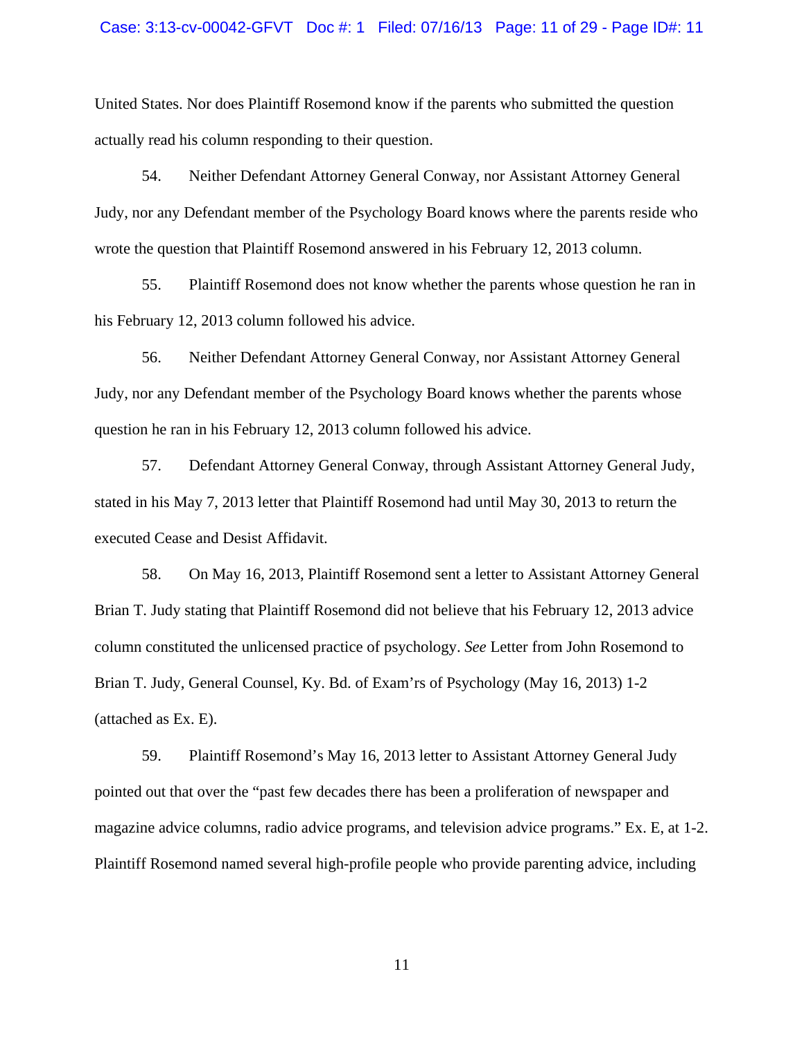United States. Nor does Plaintiff Rosemond know if the parents who submitted the question actually read his column responding to their question.

54. Neither Defendant Attorney General Conway, nor Assistant Attorney General Judy, nor any Defendant member of the Psychology Board knows where the parents reside who wrote the question that Plaintiff Rosemond answered in his February 12, 2013 column.

55. Plaintiff Rosemond does not know whether the parents whose question he ran in his February 12, 2013 column followed his advice.

56. Neither Defendant Attorney General Conway, nor Assistant Attorney General Judy, nor any Defendant member of the Psychology Board knows whether the parents whose question he ran in his February 12, 2013 column followed his advice.

57. Defendant Attorney General Conway, through Assistant Attorney General Judy, stated in his May 7, 2013 letter that Plaintiff Rosemond had until May 30, 2013 to return the executed Cease and Desist Affidavit.

58. On May 16, 2013, Plaintiff Rosemond sent a letter to Assistant Attorney General Brian T. Judy stating that Plaintiff Rosemond did not believe that his February 12, 2013 advice column constituted the unlicensed practice of psychology. *See* Letter from John Rosemond to Brian T. Judy, General Counsel, Ky. Bd. of Exam'rs of Psychology (May 16, 2013) 1-2 (attached as Ex. E).

59. Plaintiff Rosemond's May 16, 2013 letter to Assistant Attorney General Judy pointed out that over the "past few decades there has been a proliferation of newspaper and magazine advice columns, radio advice programs, and television advice programs." Ex. E, at 1-2. Plaintiff Rosemond named several high-profile people who provide parenting advice, including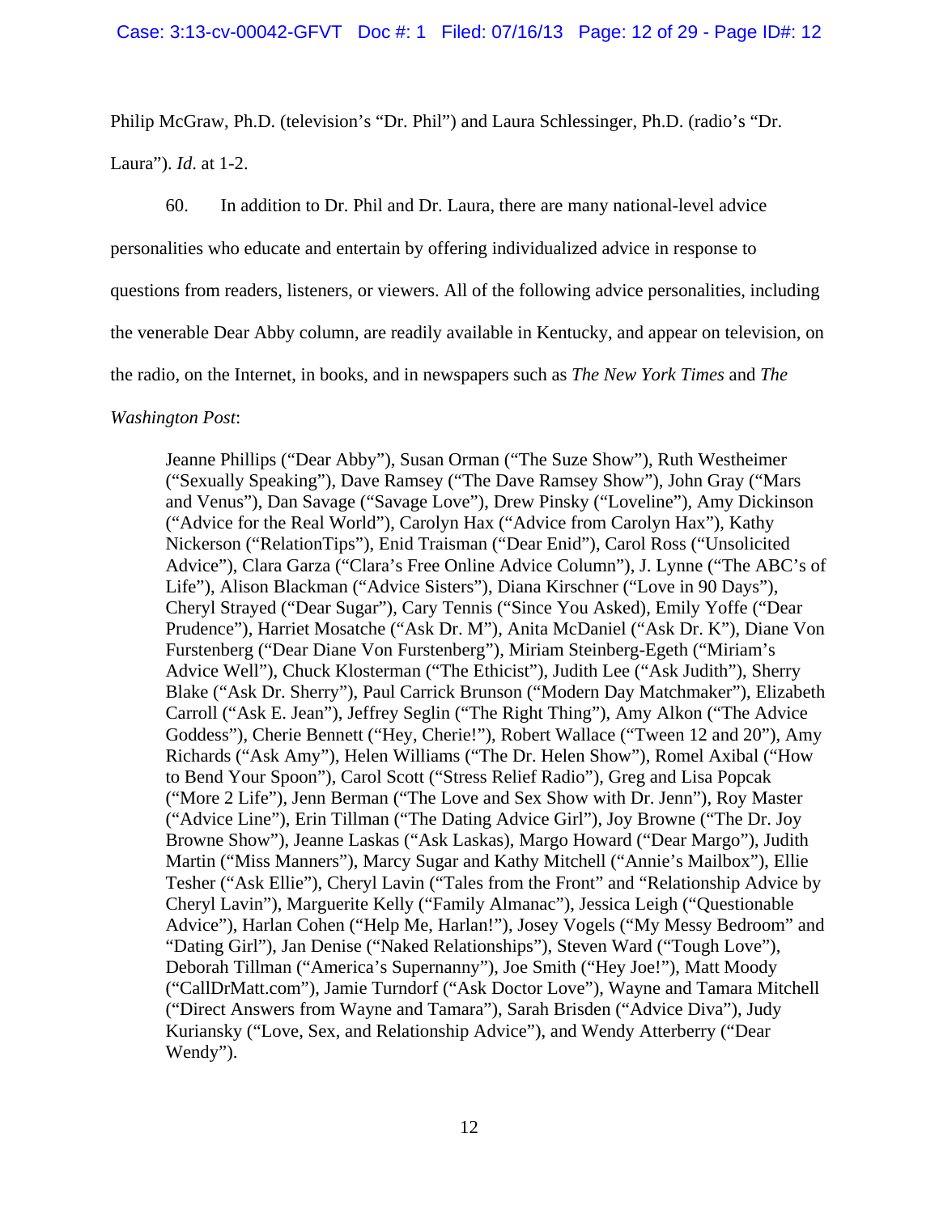Philip McGraw, Ph.D. (television's "Dr. Phil") and Laura Schlessinger, Ph.D. (radio's "Dr. Laura"). *Id*. at 1-2.

60. In addition to Dr. Phil and Dr. Laura, there are many national-level advice personalities who educate and entertain by offering individualized advice in response to questions from readers, listeners, or viewers. All of the following advice personalities, including the venerable Dear Abby column, are readily available in Kentucky, and appear on television, on the radio, on the Internet, in books, and in newspapers such as *The New York Times* and *The Washington Post*:

> Jeanne Phillips ("Dear Abby"), Susan Orman ("The Suze Show"), Ruth Westheimer ("Sexually Speaking"), Dave Ramsey ("The Dave Ramsey Show"), John Gray ("Mars and Venus"), Dan Savage ("Savage Love"), Drew Pinsky ("Loveline"), Amy Dickinson ("Advice for the Real World"), Carolyn Hax ("Advice from Carolyn Hax"), Kathy Nickerson ("RelationTips"), Enid Traisman ("Dear Enid"), Carol Ross ("Unsolicited Advice"), Clara Garza ("Clara's Free Online Advice Column"), J. Lynne ("The ABC's of Life"), Alison Blackman ("Advice Sisters"), Diana Kirschner ("Love in 90 Days"), Cheryl Strayed ("Dear Sugar"), Cary Tennis ("Since You Asked), Emily Yoffe ("Dear Prudence"), Harriet Mosatche ("Ask Dr. M"), Anita McDaniel ("Ask Dr. K"), Diane Von Furstenberg ("Dear Diane Von Furstenberg"), Miriam Steinberg-Egeth ("Miriam's Advice Well"), Chuck Klosterman ("The Ethicist"), Judith Lee ("Ask Judith"), Sherry Blake ("Ask Dr. Sherry"), Paul Carrick Brunson ("Modern Day Matchmaker"), Elizabeth Carroll ("Ask E. Jean"), Jeffrey Seglin ("The Right Thing"), Amy Alkon ("The Advice Goddess"), Cherie Bennett ("Hey, Cherie!"), Robert Wallace ("Tween 12 and 20"), Amy Richards ("Ask Amy"), Helen Williams ("The Dr. Helen Show"), Romel Axibal ("How to Bend Your Spoon"), Carol Scott ("Stress Relief Radio"), Greg and Lisa Popcak ("More 2 Life"), Jenn Berman ("The Love and Sex Show with Dr. Jenn"), Roy Master ("Advice Line"), Erin Tillman ("The Dating Advice Girl"), Joy Browne ("The Dr. Joy Browne Show"), Jeanne Laskas ("Ask Laskas), Margo Howard ("Dear Margo"), Judith Martin ("Miss Manners"), Marcy Sugar and Kathy Mitchell ("Annie's Mailbox"), Ellie Tesher ("Ask Ellie"), Cheryl Lavin ("Tales from the Front" and "Relationship Advice by Cheryl Lavin"), Marguerite Kelly ("Family Almanac"), Jessica Leigh ("Questionable Advice"), Harlan Cohen ("Help Me, Harlan!"), Josey Vogels ("My Messy Bedroom" and "Dating Girl"), Jan Denise ("Naked Relationships"), Steven Ward ("Tough Love"), Deborah Tillman ("America's Supernanny"), Joe Smith ("Hey Joe!"), Matt Moody ("CallDrMatt.com"), Jamie Turndorf ("Ask Doctor Love"), Wayne and Tamara Mitchell ("Direct Answers from Wayne and Tamara"), Sarah Brisden ("Advice Diva"), Judy Kuriansky ("Love, Sex, and Relationship Advice"), and Wendy Atterberry ("Dear Wendy").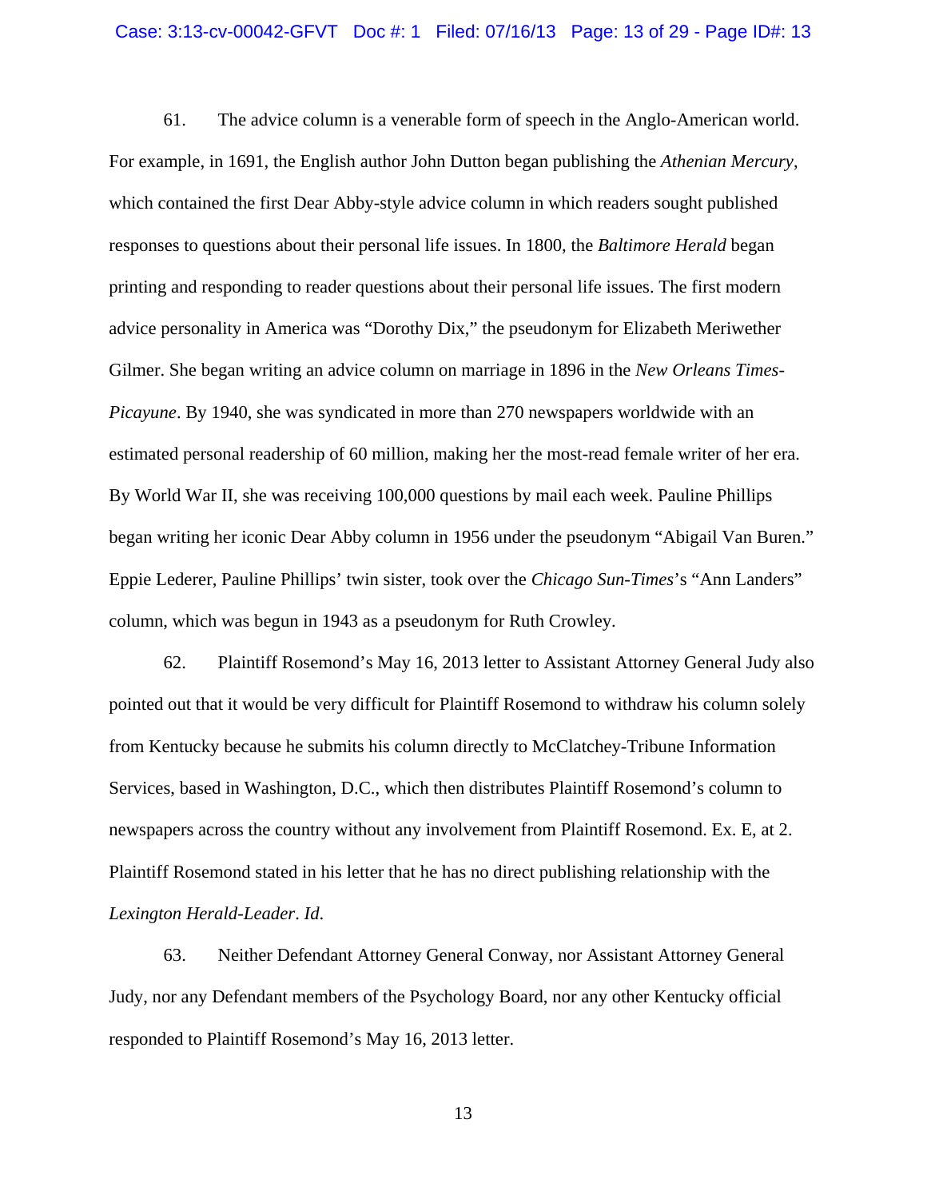61. The advice column is a venerable form of speech in the Anglo-American world. For example, in 1691, the English author John Dutton began publishing the *Athenian Mercury*, which contained the first Dear Abby-style advice column in which readers sought published responses to questions about their personal life issues. In 1800, the *Baltimore Herald* began printing and responding to reader questions about their personal life issues. The first modern advice personality in America was "Dorothy Dix," the pseudonym for Elizabeth Meriwether Gilmer. She began writing an advice column on marriage in 1896 in the *New Orleans Times-Picayune*. By 1940, she was syndicated in more than 270 newspapers worldwide with an estimated personal readership of 60 million, making her the most-read female writer of her era. By World War II, she was receiving 100,000 questions by mail each week. Pauline Phillips began writing her iconic Dear Abby column in 1956 under the pseudonym "Abigail Van Buren." Eppie Lederer, Pauline Phillips' twin sister, took over the *Chicago Sun-Times*'s "Ann Landers" column, which was begun in 1943 as a pseudonym for Ruth Crowley.

62. Plaintiff Rosemond's May 16, 2013 letter to Assistant Attorney General Judy also pointed out that it would be very difficult for Plaintiff Rosemond to withdraw his column solely from Kentucky because he submits his column directly to McClatchey-Tribune Information Services, based in Washington, D.C., which then distributes Plaintiff Rosemond's column to newspapers across the country without any involvement from Plaintiff Rosemond. Ex. E, at 2. Plaintiff Rosemond stated in his letter that he has no direct publishing relationship with the *Lexington Herald-Leader*. *Id*.

63. Neither Defendant Attorney General Conway, nor Assistant Attorney General Judy, nor any Defendant members of the Psychology Board, nor any other Kentucky official responded to Plaintiff Rosemond's May 16, 2013 letter.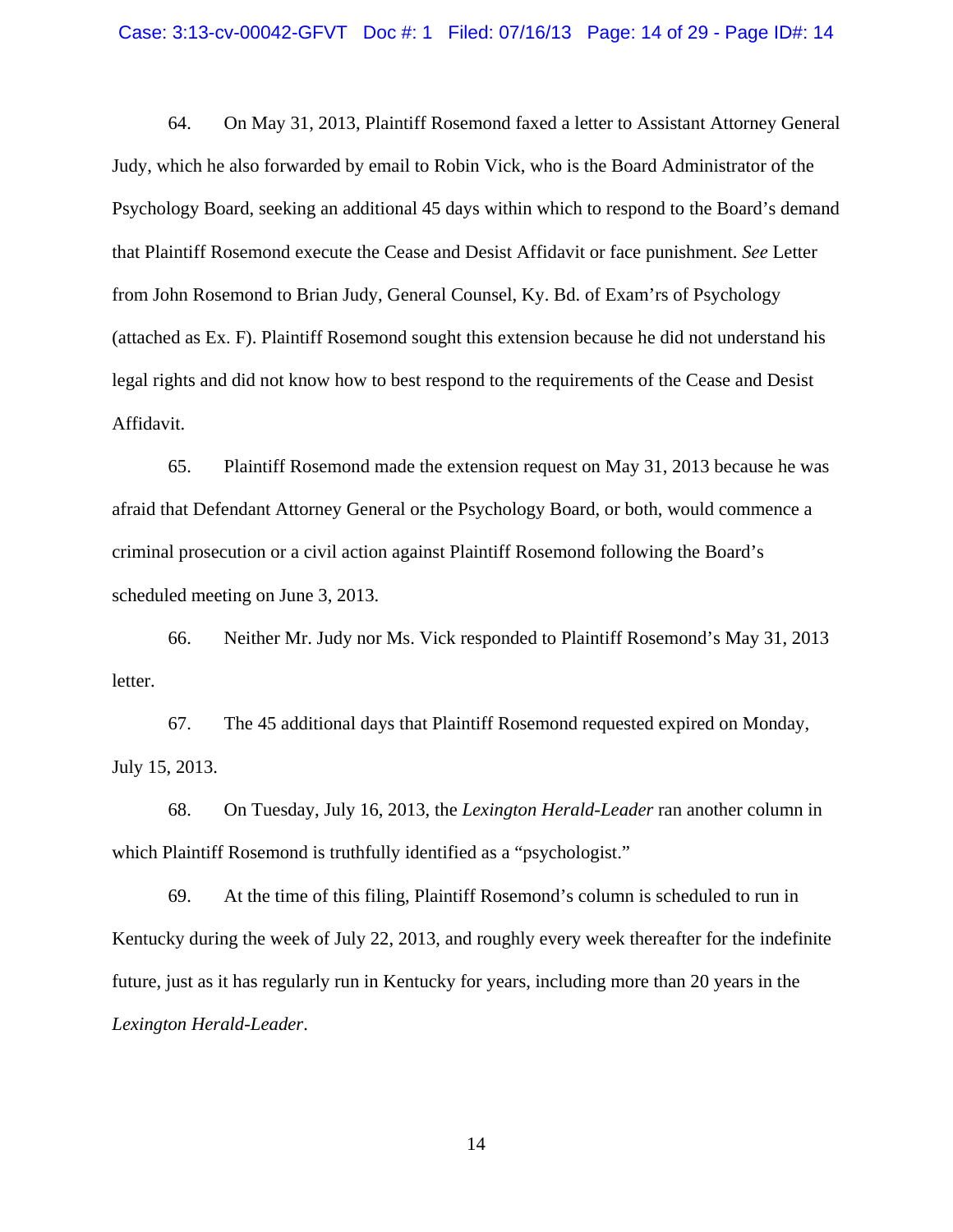64. On May 31, 2013, Plaintiff Rosemond faxed a letter to Assistant Attorney General Judy, which he also forwarded by email to Robin Vick, who is the Board Administrator of the Psychology Board, seeking an additional 45 days within which to respond to the Board's demand that Plaintiff Rosemond execute the Cease and Desist Affidavit or face punishment. *See* Letter from John Rosemond to Brian Judy, General Counsel, Ky. Bd. of Exam'rs of Psychology (attached as Ex. F). Plaintiff Rosemond sought this extension because he did not understand his legal rights and did not know how to best respond to the requirements of the Cease and Desist Affidavit.

65. Plaintiff Rosemond made the extension request on May 31, 2013 because he was afraid that Defendant Attorney General or the Psychology Board, or both, would commence a criminal prosecution or a civil action against Plaintiff Rosemond following the Board's scheduled meeting on June 3, 2013.

66. Neither Mr. Judy nor Ms. Vick responded to Plaintiff Rosemond's May 31, 2013 letter.

67. The 45 additional days that Plaintiff Rosemond requested expired on Monday, July 15, 2013.

68. On Tuesday, July 16, 2013, the *Lexington Herald-Leader* ran another column in which Plaintiff Rosemond is truthfully identified as a "psychologist."

69. At the time of this filing, Plaintiff Rosemond's column is scheduled to run in Kentucky during the week of July 22, 2013, and roughly every week thereafter for the indefinite future, just as it has regularly run in Kentucky for years, including more than 20 years in the *Lexington Herald-Leader*.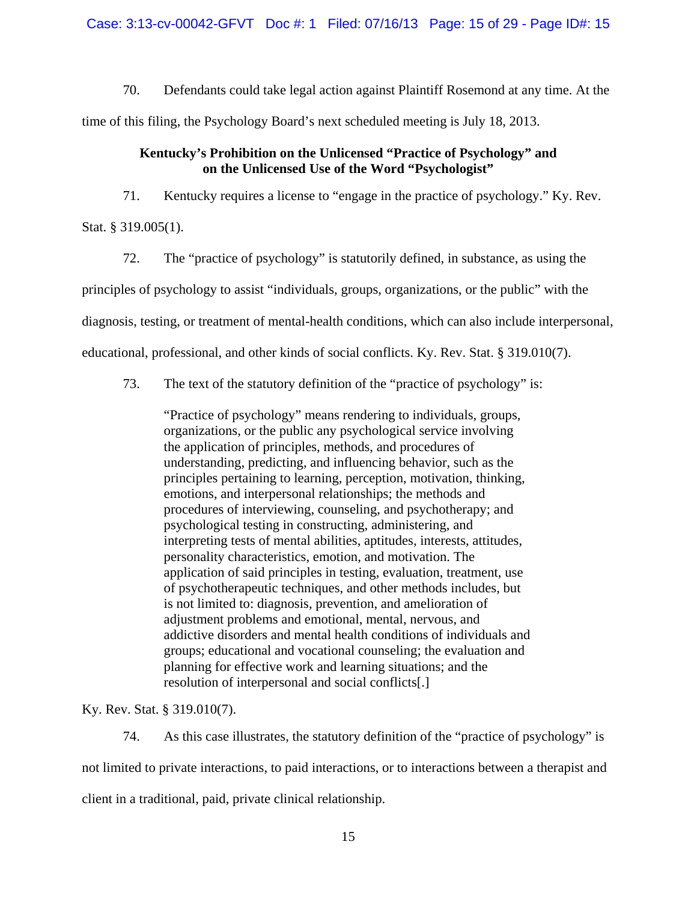70. Defendants could take legal action against Plaintiff Rosemond at any time. At the time of this filing, the Psychology Board's next scheduled meeting is July 18, 2013.

### Kentucky's Prohibition on the Unlicensed "Practice of Psychology" and on the Unlicensed Use of the Word "Psychologist"

71. Kentucky requires a license to "engage in the practice of psychology." Ky. Rev. Stat. § 319.005(1).

72. The "practice of psychology" is statutorily defined, in substance, as using the principles of psychology to assist "individuals, groups, organizations, or the public" with the diagnosis, testing, or treatment of mental-health conditions, which can also include interpersonal, educational, professional, and other kinds of social conflicts. Ky. Rev. Stat. § 319.010(7).

73. The text of the statutory definition of the "practice of psychology" is:

> "Practice of psychology" means rendering to individuals, groups, organizations, or the public any psychological service involving the application of principles, methods, and procedures of understanding, predicting, and influencing behavior, such as the principles pertaining to learning, perception, motivation, thinking, emotions, and interpersonal relationships; the methods and procedures of interviewing, counseling, and psychotherapy; and psychological testing in constructing, administering, and interpreting tests of mental abilities, aptitudes, interests, attitudes, personality characteristics, emotion, and motivation. The application of said principles in testing, evaluation, treatment, use of psychotherapeutic techniques, and other methods includes, but is not limited to: diagnosis, prevention, and amelioration of adjustment problems and emotional, mental, nervous, and addictive disorders and mental health conditions of individuals and groups; educational and vocational counseling; the evaluation and planning for effective work and learning situations; and the resolution of interpersonal and social conflicts[.]

Ky. Rev. Stat. § 319.010(7).

74. As this case illustrates, the statutory definition of the "practice of psychology" is not limited to private interactions, to paid interactions, or to interactions between a therapist and client in a traditional, paid, private clinical relationship.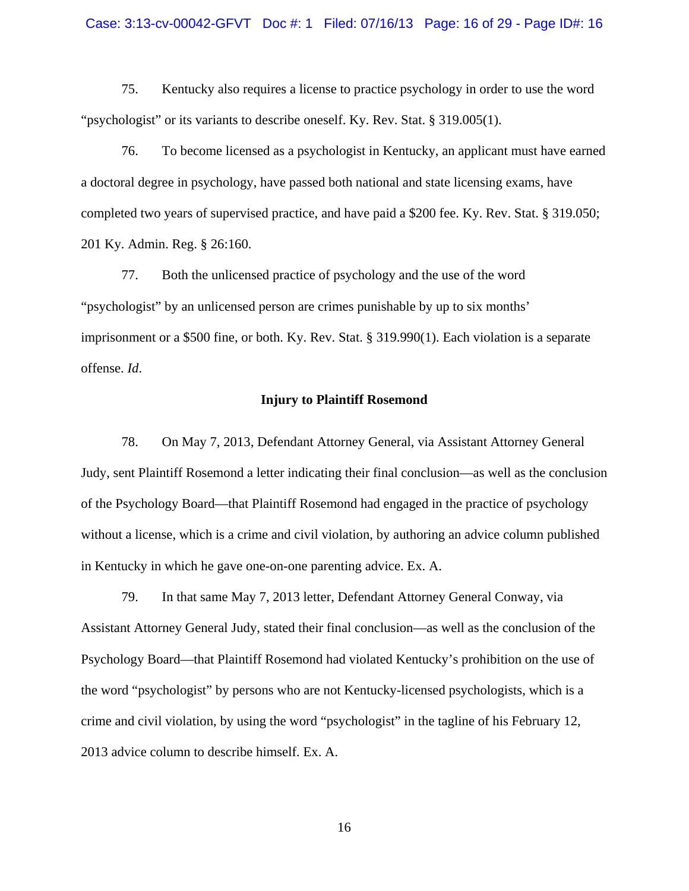75. Kentucky also requires a license to practice psychology in order to use the word "psychologist" or its variants to describe oneself. Ky. Rev. Stat. § 319.005(1).

76. To become licensed as a psychologist in Kentucky, an applicant must have earned a doctoral degree in psychology, have passed both national and state licensing exams, have completed two years of supervised practice, and have paid a $200 fee. Ky. Rev. Stat. § 319.050; 201 Ky. Admin. Reg. § 26:160.

77. Both the unlicensed practice of psychology and the use of the word "psychologist" by an unlicensed person are crimes punishable by up to six months' imprisonment or a $500 fine, or both. Ky. Rev. Stat. § 319.990(1). Each violation is a separate offense. *Id*.

**Injury to Plaintiff Rosemond**

78. On May 7, 2013, Defendant Attorney General, via Assistant Attorney General Judy, sent Plaintiff Rosemond a letter indicating their final conclusion—as well as the conclusion of the Psychology Board—that Plaintiff Rosemond had engaged in the practice of psychology without a license, which is a crime and civil violation, by authoring an advice column published in Kentucky in which he gave one-on-one parenting advice. Ex. A.

79. In that same May 7, 2013 letter, Defendant Attorney General Conway, via Assistant Attorney General Judy, stated their final conclusion—as well as the conclusion of the Psychology Board—that Plaintiff Rosemond had violated Kentucky's prohibition on the use of the word "psychologist" by persons who are not Kentucky-licensed psychologists, which is a crime and civil violation, by using the word "psychologist" in the tagline of his February 12, 2013 advice column to describe himself. Ex. A.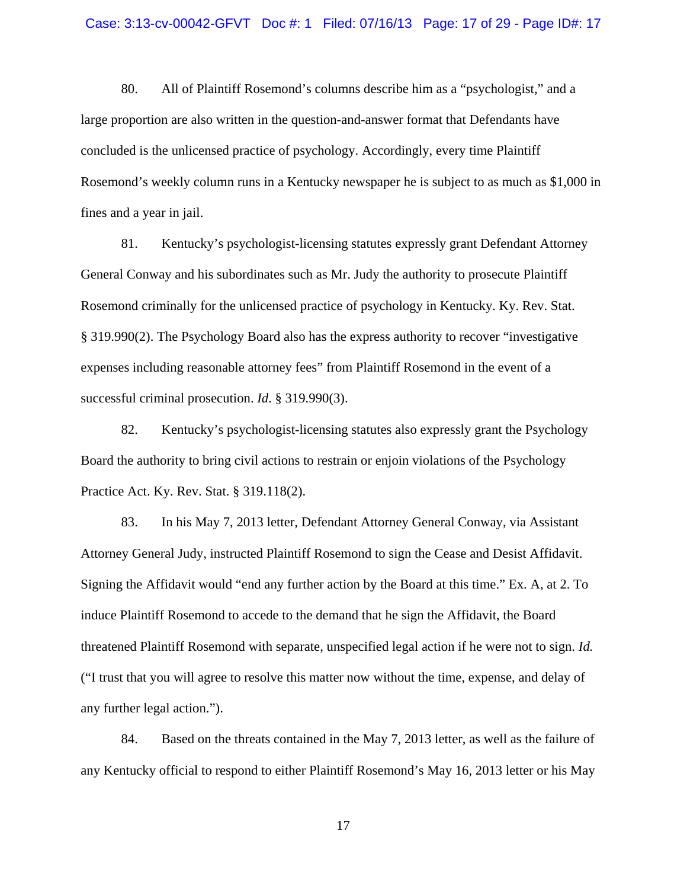80. All of Plaintiff Rosemond's columns describe him as a "psychologist," and a large proportion are also written in the question-and-answer format that Defendants have concluded is the unlicensed practice of psychology. Accordingly, every time Plaintiff Rosemond's weekly column runs in a Kentucky newspaper he is subject to as much as $1,000 in fines and a year in jail.

81. Kentucky's psychologist-licensing statutes expressly grant Defendant Attorney General Conway and his subordinates such as Mr. Judy the authority to prosecute Plaintiff Rosemond criminally for the unlicensed practice of psychology in Kentucky. Ky. Rev. Stat. § 319.990(2). The Psychology Board also has the express authority to recover "investigative expenses including reasonable attorney fees" from Plaintiff Rosemond in the event of a successful criminal prosecution. *Id*. § 319.990(3).

82. Kentucky's psychologist-licensing statutes also expressly grant the Psychology Board the authority to bring civil actions to restrain or enjoin violations of the Psychology Practice Act. Ky. Rev. Stat. § 319.118(2).

83. In his May 7, 2013 letter, Defendant Attorney General Conway, via Assistant Attorney General Judy, instructed Plaintiff Rosemond to sign the Cease and Desist Affidavit. Signing the Affidavit would "end any further action by the Board at this time." Ex. A, at 2. To induce Plaintiff Rosemond to accede to the demand that he sign the Affidavit, the Board threatened Plaintiff Rosemond with separate, unspecified legal action if he were not to sign. *Id.* ("I trust that you will agree to resolve this matter now without the time, expense, and delay of any further legal action.").

84. Based on the threats contained in the May 7, 2013 letter, as well as the failure of any Kentucky official to respond to either Plaintiff Rosemond's May 16, 2013 letter or his May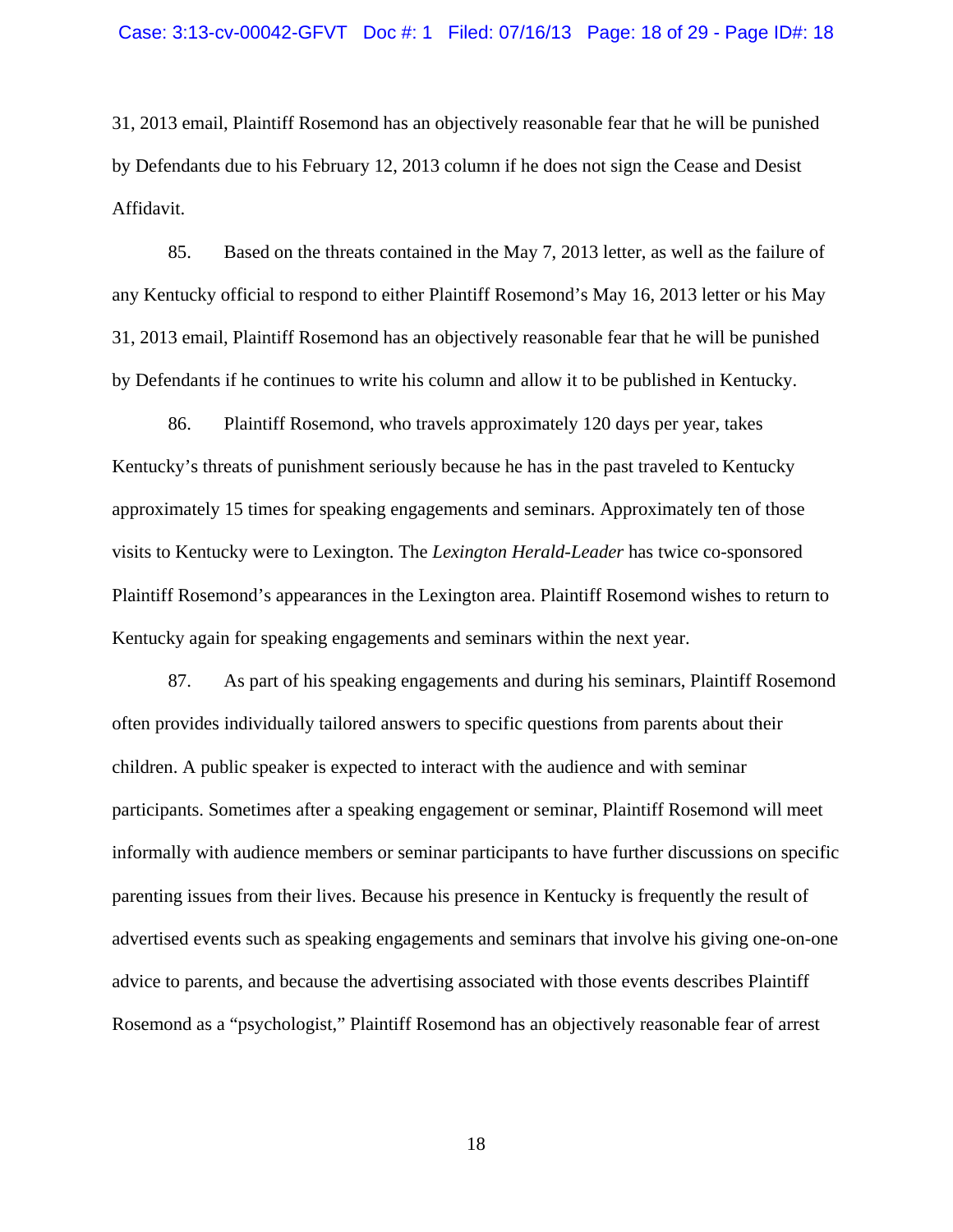31, 2013 email, Plaintiff Rosemond has an objectively reasonable fear that he will be punished by Defendants due to his February 12, 2013 column if he does not sign the Cease and Desist Affidavit.

85. Based on the threats contained in the May 7, 2013 letter, as well as the failure of any Kentucky official to respond to either Plaintiff Rosemond's May 16, 2013 letter or his May 31, 2013 email, Plaintiff Rosemond has an objectively reasonable fear that he will be punished by Defendants if he continues to write his column and allow it to be published in Kentucky.

86. Plaintiff Rosemond, who travels approximately 120 days per year, takes Kentucky's threats of punishment seriously because he has in the past traveled to Kentucky approximately 15 times for speaking engagements and seminars. Approximately ten of those visits to Kentucky were to Lexington. The *Lexington Herald-Leader* has twice co-sponsored Plaintiff Rosemond's appearances in the Lexington area. Plaintiff Rosemond wishes to return to Kentucky again for speaking engagements and seminars within the next year.

87. As part of his speaking engagements and during his seminars, Plaintiff Rosemond often provides individually tailored answers to specific questions from parents about their children. A public speaker is expected to interact with the audience and with seminar participants. Sometimes after a speaking engagement or seminar, Plaintiff Rosemond will meet informally with audience members or seminar participants to have further discussions on specific parenting issues from their lives. Because his presence in Kentucky is frequently the result of advertised events such as speaking engagements and seminars that involve his giving one-on-one advice to parents, and because the advertising associated with those events describes Plaintiff Rosemond as a "psychologist," Plaintiff Rosemond has an objectively reasonable fear of arrest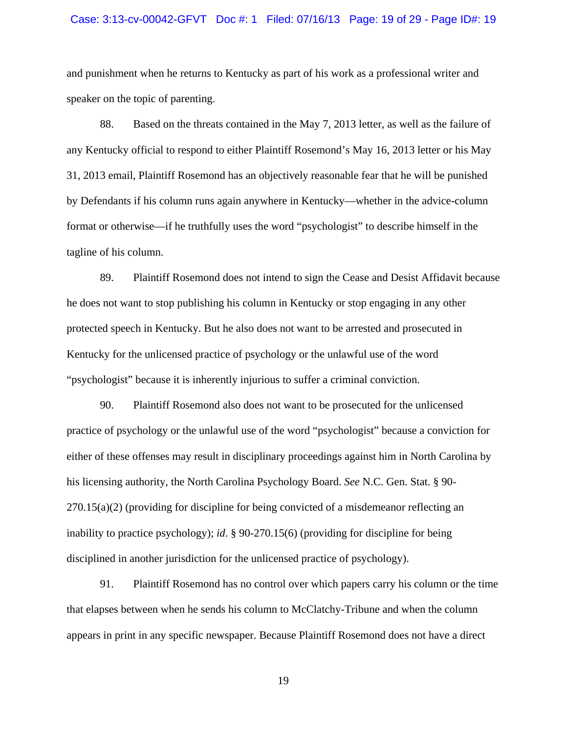and punishment when he returns to Kentucky as part of his work as a professional writer and speaker on the topic of parenting.

88. Based on the threats contained in the May 7, 2013 letter, as well as the failure of any Kentucky official to respond to either Plaintiff Rosemond's May 16, 2013 letter or his May 31, 2013 email, Plaintiff Rosemond has an objectively reasonable fear that he will be punished by Defendants if his column runs again anywhere in Kentucky—whether in the advice-column format or otherwise—if he truthfully uses the word "psychologist" to describe himself in the tagline of his column.

89. Plaintiff Rosemond does not intend to sign the Cease and Desist Affidavit because he does not want to stop publishing his column in Kentucky or stop engaging in any other protected speech in Kentucky. But he also does not want to be arrested and prosecuted in Kentucky for the unlicensed practice of psychology or the unlawful use of the word "psychologist" because it is inherently injurious to suffer a criminal conviction.

90. Plaintiff Rosemond also does not want to be prosecuted for the unlicensed practice of psychology or the unlawful use of the word "psychologist" because a conviction for either of these offenses may result in disciplinary proceedings against him in North Carolina by his licensing authority, the North Carolina Psychology Board. *See* N.C. Gen. Stat. § 90-270.15(a)(2) (providing for discipline for being convicted of a misdemeanor reflecting an inability to practice psychology); *id*. § 90-270.15(6) (providing for discipline for being disciplined in another jurisdiction for the unlicensed practice of psychology).

91. Plaintiff Rosemond has no control over which papers carry his column or the time that elapses between when he sends his column to McClatchy-Tribune and when the column appears in print in any specific newspaper. Because Plaintiff Rosemond does not have a direct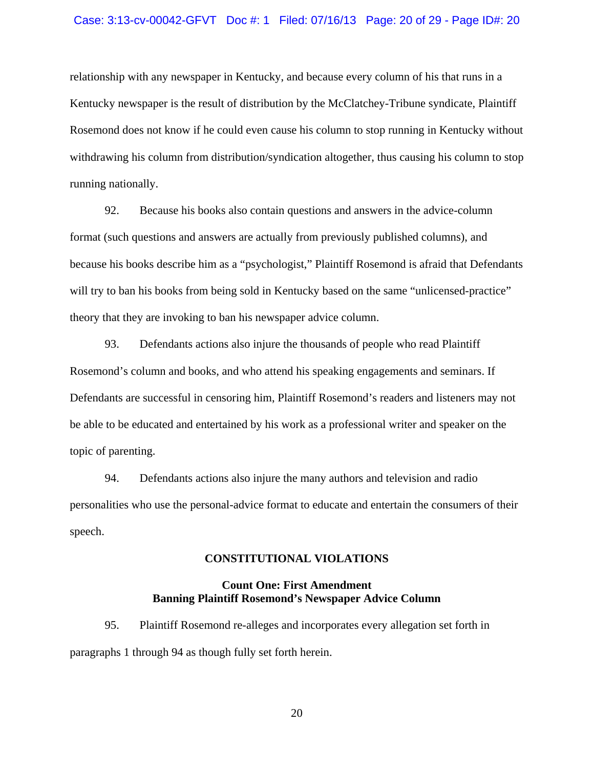relationship with any newspaper in Kentucky, and because every column of his that runs in a Kentucky newspaper is the result of distribution by the McClatchey-Tribune syndicate, Plaintiff Rosemond does not know if he could even cause his column to stop running in Kentucky without withdrawing his column from distribution/syndication altogether, thus causing his column to stop running nationally.

92. Because his books also contain questions and answers in the advice-column format (such questions and answers are actually from previously published columns), and because his books describe him as a "psychologist," Plaintiff Rosemond is afraid that Defendants will try to ban his books from being sold in Kentucky based on the same "unlicensed-practice" theory that they are invoking to ban his newspaper advice column.

93. Defendants actions also injure the thousands of people who read Plaintiff Rosemond's column and books, and who attend his speaking engagements and seminars. If Defendants are successful in censoring him, Plaintiff Rosemond's readers and listeners may not be able to be educated and entertained by his work as a professional writer and speaker on the topic of parenting.

94. Defendants actions also injure the many authors and television and radio personalities who use the personal-advice format to educate and entertain the consumers of their speech.

## CONSTITUTIONAL VIOLATIONS

### Count One: First Amendment
### Banning Plaintiff Rosemond's Newspaper Advice Column

95. Plaintiff Rosemond re-alleges and incorporates every allegation set forth in paragraphs 1 through 94 as though fully set forth herein.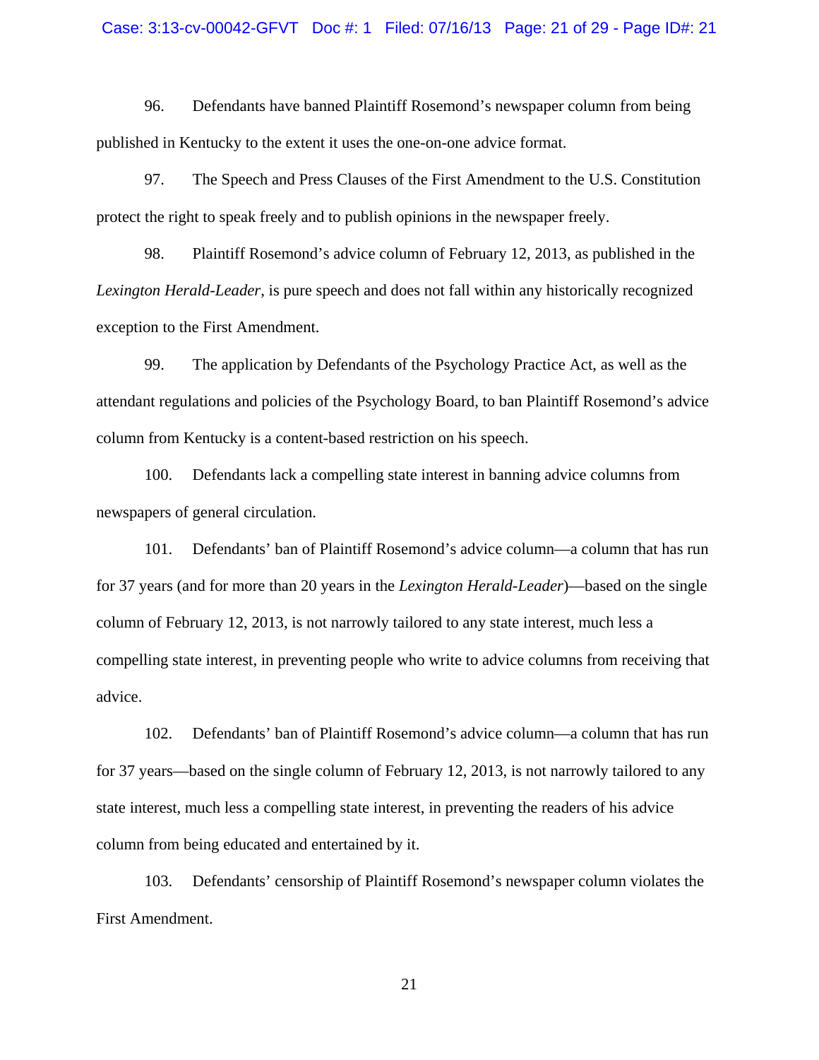96. Defendants have banned Plaintiff Rosemond's newspaper column from being published in Kentucky to the extent it uses the one-on-one advice format.

97. The Speech and Press Clauses of the First Amendment to the U.S. Constitution protect the right to speak freely and to publish opinions in the newspaper freely.

98. Plaintiff Rosemond's advice column of February 12, 2013, as published in the *Lexington Herald-Leader*, is pure speech and does not fall within any historically recognized exception to the First Amendment.

99. The application by Defendants of the Psychology Practice Act, as well as the attendant regulations and policies of the Psychology Board, to ban Plaintiff Rosemond's advice column from Kentucky is a content-based restriction on his speech.

100. Defendants lack a compelling state interest in banning advice columns from newspapers of general circulation.

101. Defendants' ban of Plaintiff Rosemond's advice column—a column that has run for 37 years (and for more than 20 years in the *Lexington Herald-Leader*)—based on the single column of February 12, 2013, is not narrowly tailored to any state interest, much less a compelling state interest, in preventing people who write to advice columns from receiving that advice.

102. Defendants' ban of Plaintiff Rosemond's advice column—a column that has run for 37 years—based on the single column of February 12, 2013, is not narrowly tailored to any state interest, much less a compelling state interest, in preventing the readers of his advice column from being educated and entertained by it.

103. Defendants' censorship of Plaintiff Rosemond's newspaper column violates the First Amendment.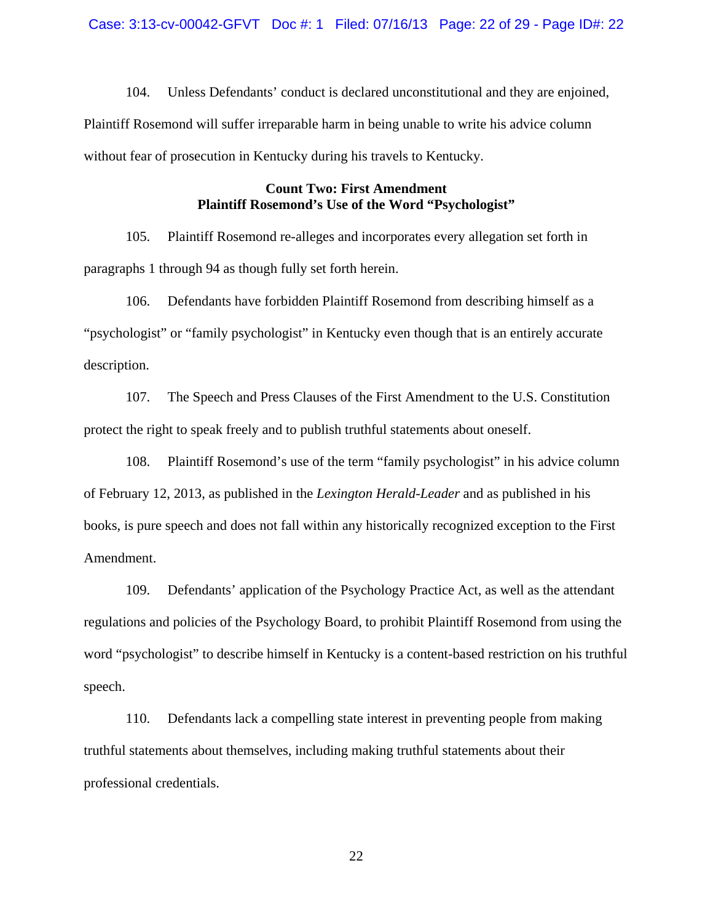104. Unless Defendants' conduct is declared unconstitutional and they are enjoined, Plaintiff Rosemond will suffer irreparable harm in being unable to write his advice column without fear of prosecution in Kentucky during his travels to Kentucky.

**Count Two: First Amendment**
**Plaintiff Rosemond's Use of the Word "Psychologist"**

105. Plaintiff Rosemond re-alleges and incorporates every allegation set forth in paragraphs 1 through 94 as though fully set forth herein.

106. Defendants have forbidden Plaintiff Rosemond from describing himself as a "psychologist" or "family psychologist" in Kentucky even though that is an entirely accurate description.

107. The Speech and Press Clauses of the First Amendment to the U.S. Constitution protect the right to speak freely and to publish truthful statements about oneself.

108. Plaintiff Rosemond's use of the term "family psychologist" in his advice column of February 12, 2013, as published in the *Lexington Herald-Leader* and as published in his books, is pure speech and does not fall within any historically recognized exception to the First Amendment.

109. Defendants' application of the Psychology Practice Act, as well as the attendant regulations and policies of the Psychology Board, to prohibit Plaintiff Rosemond from using the word "psychologist" to describe himself in Kentucky is a content-based restriction on his truthful speech.

110. Defendants lack a compelling state interest in preventing people from making truthful statements about themselves, including making truthful statements about their professional credentials.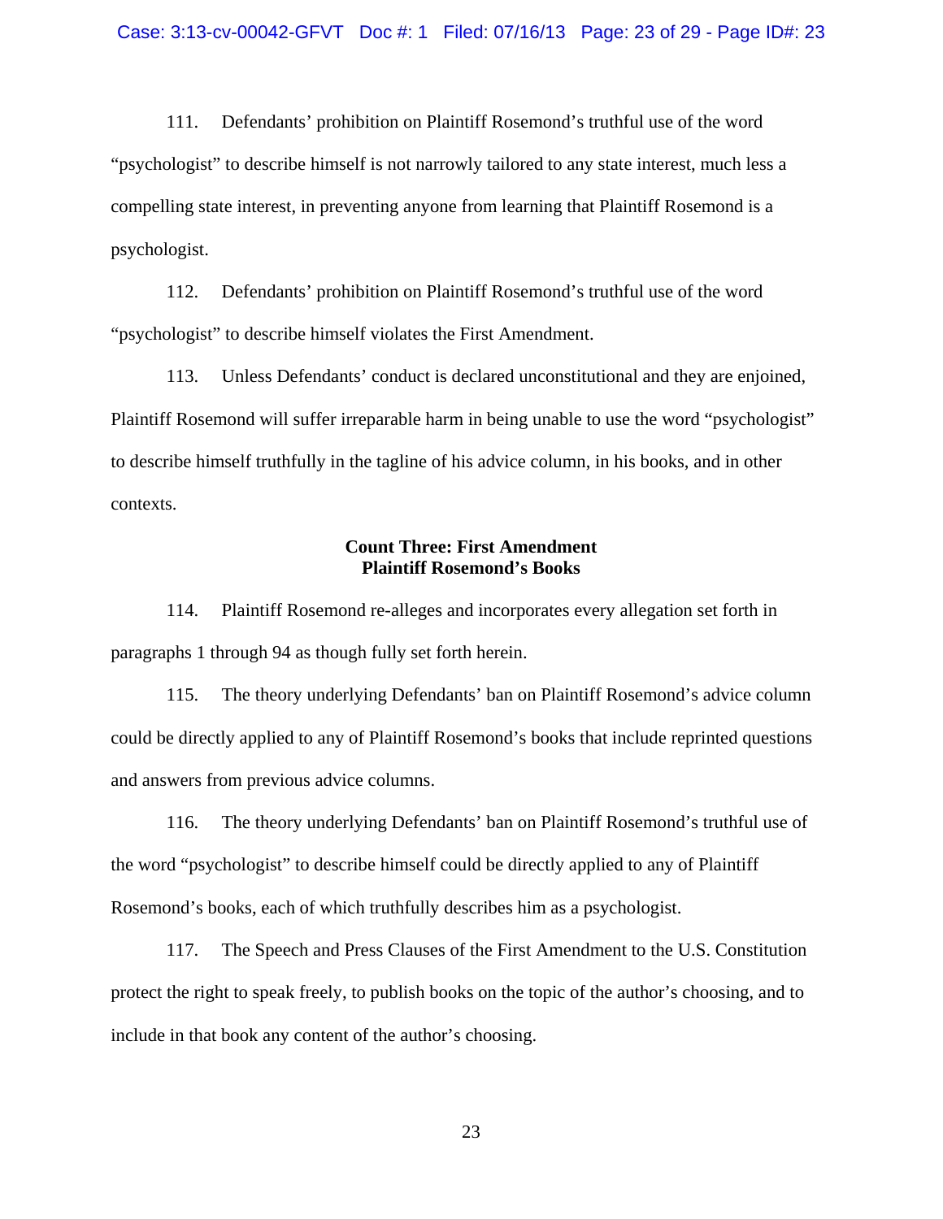111. Defendants' prohibition on Plaintiff Rosemond's truthful use of the word "psychologist" to describe himself is not narrowly tailored to any state interest, much less a compelling state interest, in preventing anyone from learning that Plaintiff Rosemond is a psychologist.

112. Defendants' prohibition on Plaintiff Rosemond's truthful use of the word "psychologist" to describe himself violates the First Amendment.

113. Unless Defendants' conduct is declared unconstitutional and they are enjoined, Plaintiff Rosemond will suffer irreparable harm in being unable to use the word "psychologist" to describe himself truthfully in the tagline of his advice column, in his books, and in other contexts.

**Count Three: First Amendment**
**Plaintiff Rosemond's Books**

114. Plaintiff Rosemond re-alleges and incorporates every allegation set forth in paragraphs 1 through 94 as though fully set forth herein.

115. The theory underlying Defendants' ban on Plaintiff Rosemond's advice column could be directly applied to any of Plaintiff Rosemond's books that include reprinted questions and answers from previous advice columns.

116. The theory underlying Defendants' ban on Plaintiff Rosemond's truthful use of the word "psychologist" to describe himself could be directly applied to any of Plaintiff Rosemond's books, each of which truthfully describes him as a psychologist.

117. The Speech and Press Clauses of the First Amendment to the U.S. Constitution protect the right to speak freely, to publish books on the topic of the author's choosing, and to include in that book any content of the author's choosing.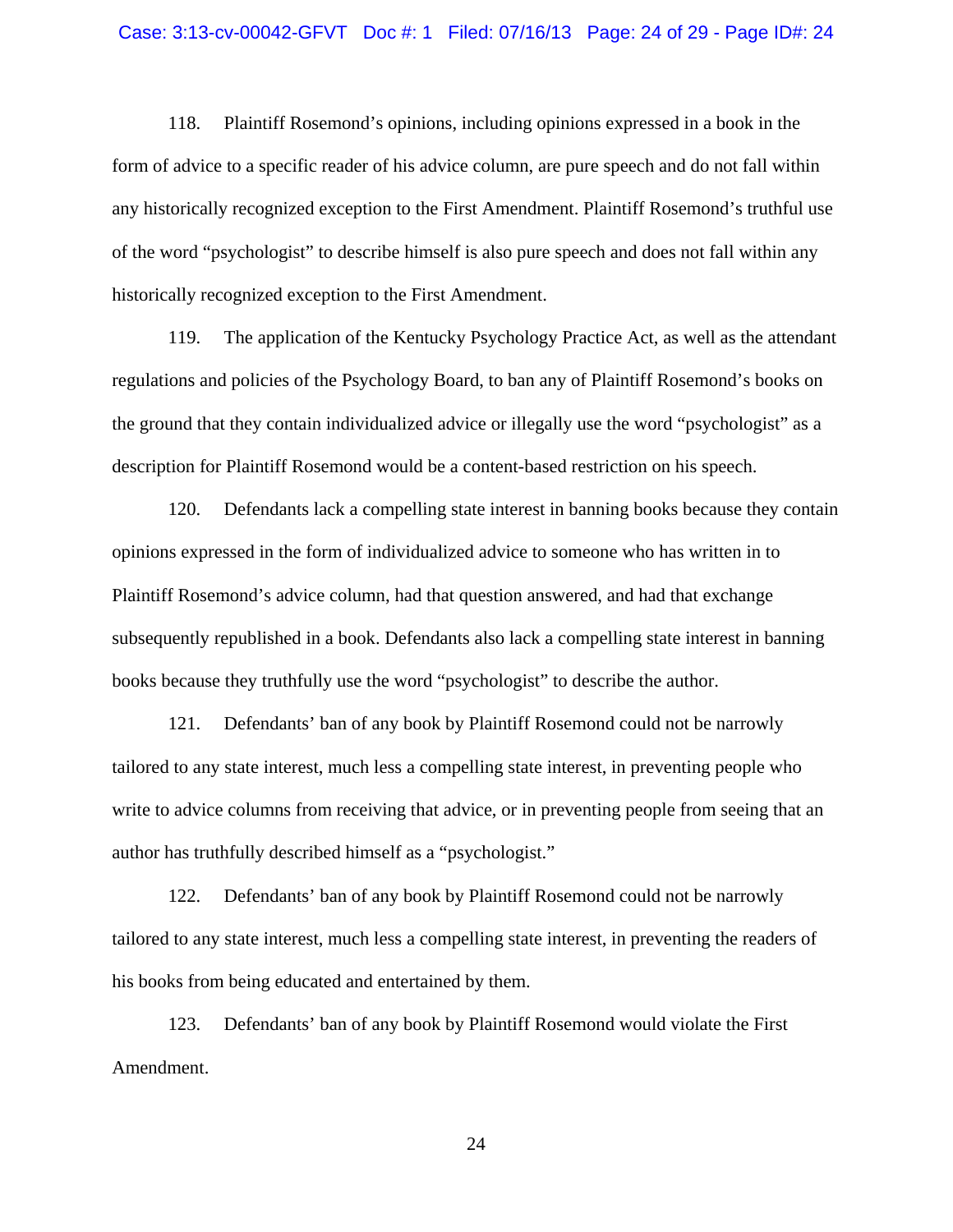118. Plaintiff Rosemond's opinions, including opinions expressed in a book in the form of advice to a specific reader of his advice column, are pure speech and do not fall within any historically recognized exception to the First Amendment. Plaintiff Rosemond's truthful use of the word "psychologist" to describe himself is also pure speech and does not fall within any historically recognized exception to the First Amendment.

119. The application of the Kentucky Psychology Practice Act, as well as the attendant regulations and policies of the Psychology Board, to ban any of Plaintiff Rosemond's books on the ground that they contain individualized advice or illegally use the word "psychologist" as a description for Plaintiff Rosemond would be a content-based restriction on his speech.

120. Defendants lack a compelling state interest in banning books because they contain opinions expressed in the form of individualized advice to someone who has written in to Plaintiff Rosemond's advice column, had that question answered, and had that exchange subsequently republished in a book. Defendants also lack a compelling state interest in banning books because they truthfully use the word "psychologist" to describe the author.

121. Defendants' ban of any book by Plaintiff Rosemond could not be narrowly tailored to any state interest, much less a compelling state interest, in preventing people who write to advice columns from receiving that advice, or in preventing people from seeing that an author has truthfully described himself as a "psychologist."

122. Defendants' ban of any book by Plaintiff Rosemond could not be narrowly tailored to any state interest, much less a compelling state interest, in preventing the readers of his books from being educated and entertained by them.

123. Defendants' ban of any book by Plaintiff Rosemond would violate the First Amendment.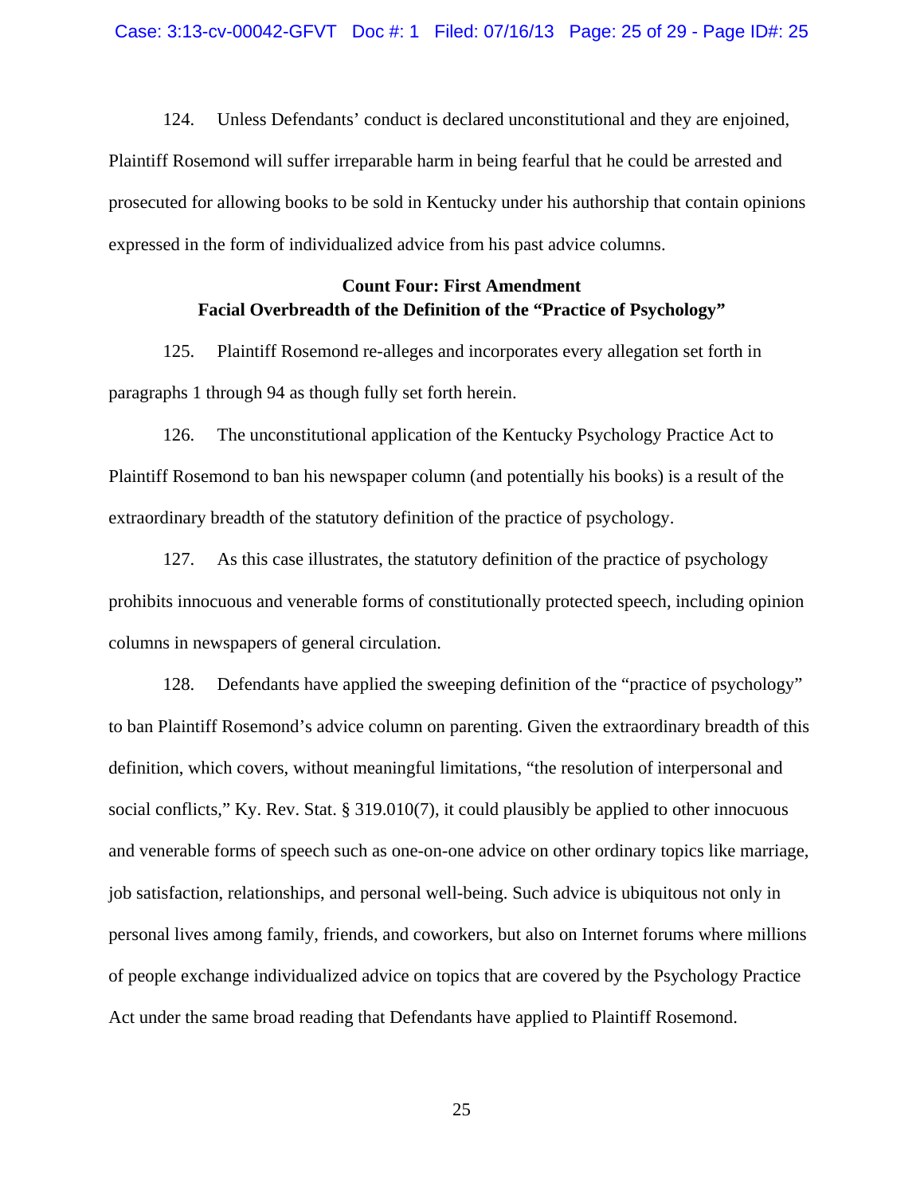124. Unless Defendants' conduct is declared unconstitutional and they are enjoined, Plaintiff Rosemond will suffer irreparable harm in being fearful that he could be arrested and prosecuted for allowing books to be sold in Kentucky under his authorship that contain opinions expressed in the form of individualized advice from his past advice columns.

**Count Four: First Amendment**
**Facial Overbreadth of the Definition of the "Practice of Psychology"**

125. Plaintiff Rosemond re-alleges and incorporates every allegation set forth in paragraphs 1 through 94 as though fully set forth herein.

126. The unconstitutional application of the Kentucky Psychology Practice Act to Plaintiff Rosemond to ban his newspaper column (and potentially his books) is a result of the extraordinary breadth of the statutory definition of the practice of psychology.

127. As this case illustrates, the statutory definition of the practice of psychology prohibits innocuous and venerable forms of constitutionally protected speech, including opinion columns in newspapers of general circulation.

128. Defendants have applied the sweeping definition of the "practice of psychology" to ban Plaintiff Rosemond's advice column on parenting. Given the extraordinary breadth of this definition, which covers, without meaningful limitations, "the resolution of interpersonal and social conflicts," Ky. Rev. Stat. § 319.010(7), it could plausibly be applied to other innocuous and venerable forms of speech such as one-on-one advice on other ordinary topics like marriage, job satisfaction, relationships, and personal well-being. Such advice is ubiquitous not only in personal lives among family, friends, and coworkers, but also on Internet forums where millions of people exchange individualized advice on topics that are covered by the Psychology Practice Act under the same broad reading that Defendants have applied to Plaintiff Rosemond.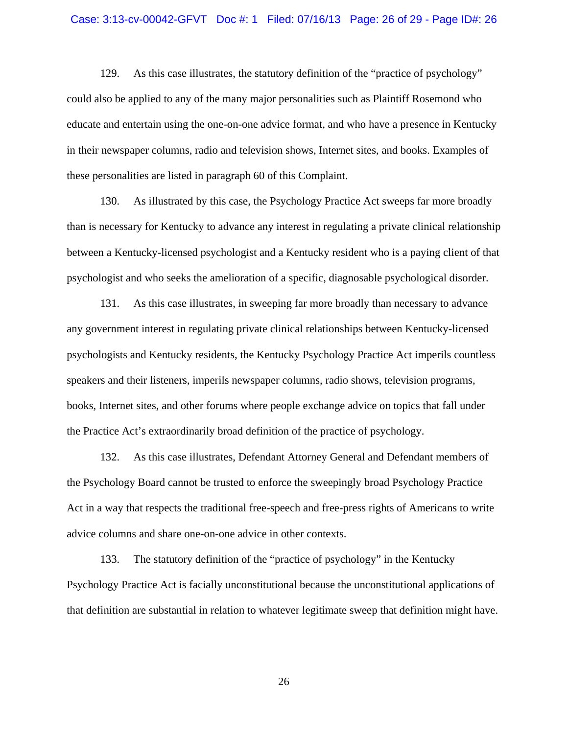129. As this case illustrates, the statutory definition of the "practice of psychology" could also be applied to any of the many major personalities such as Plaintiff Rosemond who educate and entertain using the one-on-one advice format, and who have a presence in Kentucky in their newspaper columns, radio and television shows, Internet sites, and books. Examples of these personalities are listed in paragraph 60 of this Complaint.

130. As illustrated by this case, the Psychology Practice Act sweeps far more broadly than is necessary for Kentucky to advance any interest in regulating a private clinical relationship between a Kentucky-licensed psychologist and a Kentucky resident who is a paying client of that psychologist and who seeks the amelioration of a specific, diagnosable psychological disorder.

131. As this case illustrates, in sweeping far more broadly than necessary to advance any government interest in regulating private clinical relationships between Kentucky-licensed psychologists and Kentucky residents, the Kentucky Psychology Practice Act imperils countless speakers and their listeners, imperils newspaper columns, radio shows, television programs, books, Internet sites, and other forums where people exchange advice on topics that fall under the Practice Act's extraordinarily broad definition of the practice of psychology.

132. As this case illustrates, Defendant Attorney General and Defendant members of the Psychology Board cannot be trusted to enforce the sweepingly broad Psychology Practice Act in a way that respects the traditional free-speech and free-press rights of Americans to write advice columns and share one-on-one advice in other contexts.

133. The statutory definition of the "practice of psychology" in the Kentucky Psychology Practice Act is facially unconstitutional because the unconstitutional applications of that definition are substantial in relation to whatever legitimate sweep that definition might have.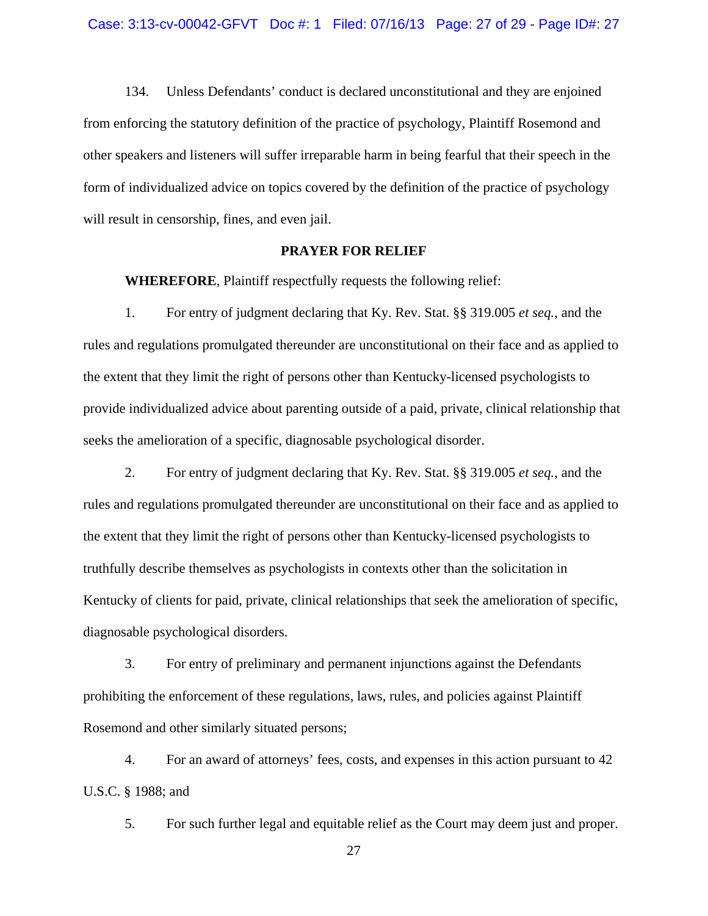134. Unless Defendants' conduct is declared unconstitutional and they are enjoined from enforcing the statutory definition of the practice of psychology, Plaintiff Rosemond and other speakers and listeners will suffer irreparable harm in being fearful that their speech in the form of individualized advice on topics covered by the definition of the practice of psychology will result in censorship, fines, and even jail.

**PRAYER FOR RELIEF**

**WHEREFORE**, Plaintiff respectfully requests the following relief:

1. For entry of judgment declaring that Ky. Rev. Stat. §§ 319.005 *et seq.*, and the rules and regulations promulgated thereunder are unconstitutional on their face and as applied to the extent that they limit the right of persons other than Kentucky-licensed psychologists to provide individualized advice about parenting outside of a paid, private, clinical relationship that seeks the amelioration of a specific, diagnosable psychological disorder.

2. For entry of judgment declaring that Ky. Rev. Stat. §§ 319.005 *et seq.*, and the rules and regulations promulgated thereunder are unconstitutional on their face and as applied to the extent that they limit the right of persons other than Kentucky-licensed psychologists to truthfully describe themselves as psychologists in contexts other than the solicitation in Kentucky of clients for paid, private, clinical relationships that seek the amelioration of specific, diagnosable psychological disorders.

3. For entry of preliminary and permanent injunctions against the Defendants prohibiting the enforcement of these regulations, laws, rules, and policies against Plaintiff Rosemond and other similarly situated persons;

4. For an award of attorneys' fees, costs, and expenses in this action pursuant to 42 U.S.C. § 1988; and

5. For such further legal and equitable relief as the Court may deem just and proper.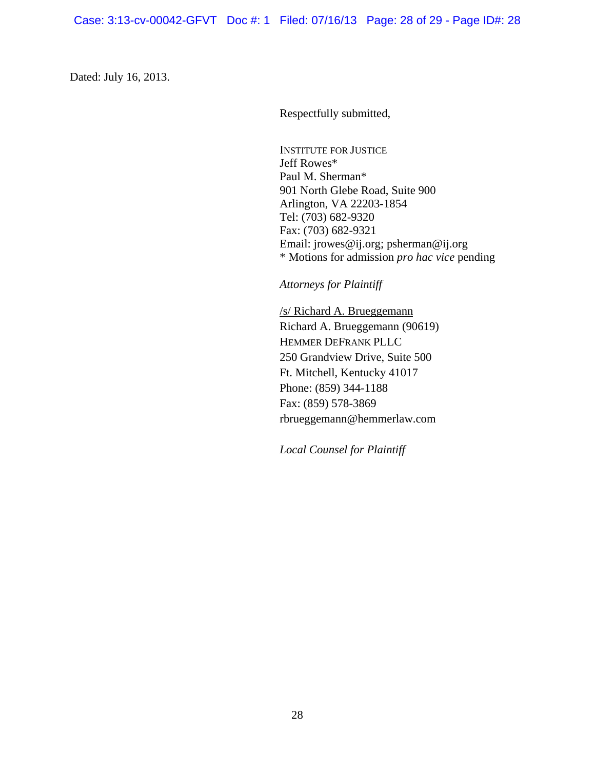Dated: July 16, 2013.

Respectfully submitted,

INSTITUTE FOR JUSTICE
Jeff Rowes*
Paul M. Sherman*
901 North Glebe Road, Suite 900
Arlington, VA 22203-1854
Tel: (703) 682-9320
Fax: (703) 682-9321
Email: jrowes@ij.org; psherman@ij.org
* Motions for admission *pro hac vice* pending

*Attorneys for Plaintiff*

/s/ Richard A. Brueggemann
Richard A. Brueggemann (90619)
HEMMER DEFRANK PLLC
250 Grandview Drive, Suite 500
Ft. Mitchell, Kentucky 41017
Phone: (859) 344-1188
Fax: (859) 578-3869
rbrueggemann@hemmerlaw.com

*Local Counsel for Plaintiff*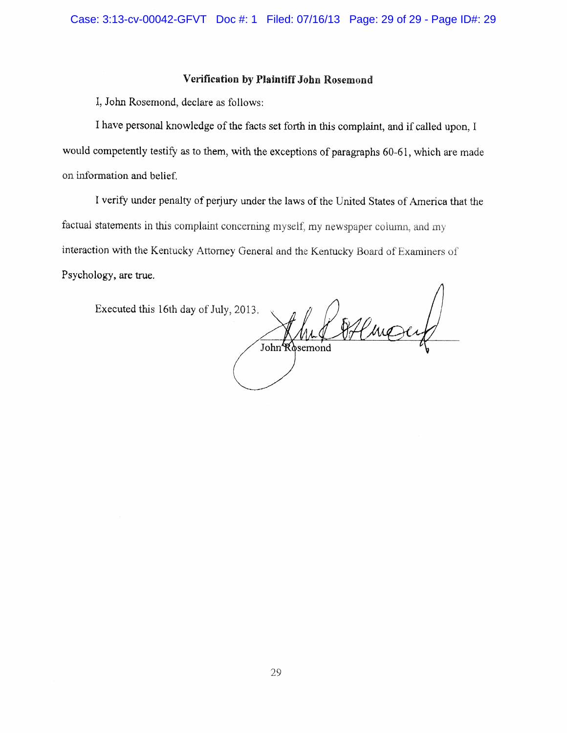## Verification by Plaintiff John Rosemond

I, John Rosemond, declare as follows:

I have personal knowledge of the facts set forth in this complaint, and if called upon, I would competently testify as to them, with the exceptions of paragraphs 60-61, which are made on information and belief.

I verify under penalty of perjury under the laws of the United States of America that the factual statements in this complaint concerning myself, my newspaper column, and my interaction with the Kentucky Attorney General and the Kentucky Board of Examiners of Psychology, are true.

Executed this 16th day of July, 2013.

John Rosemond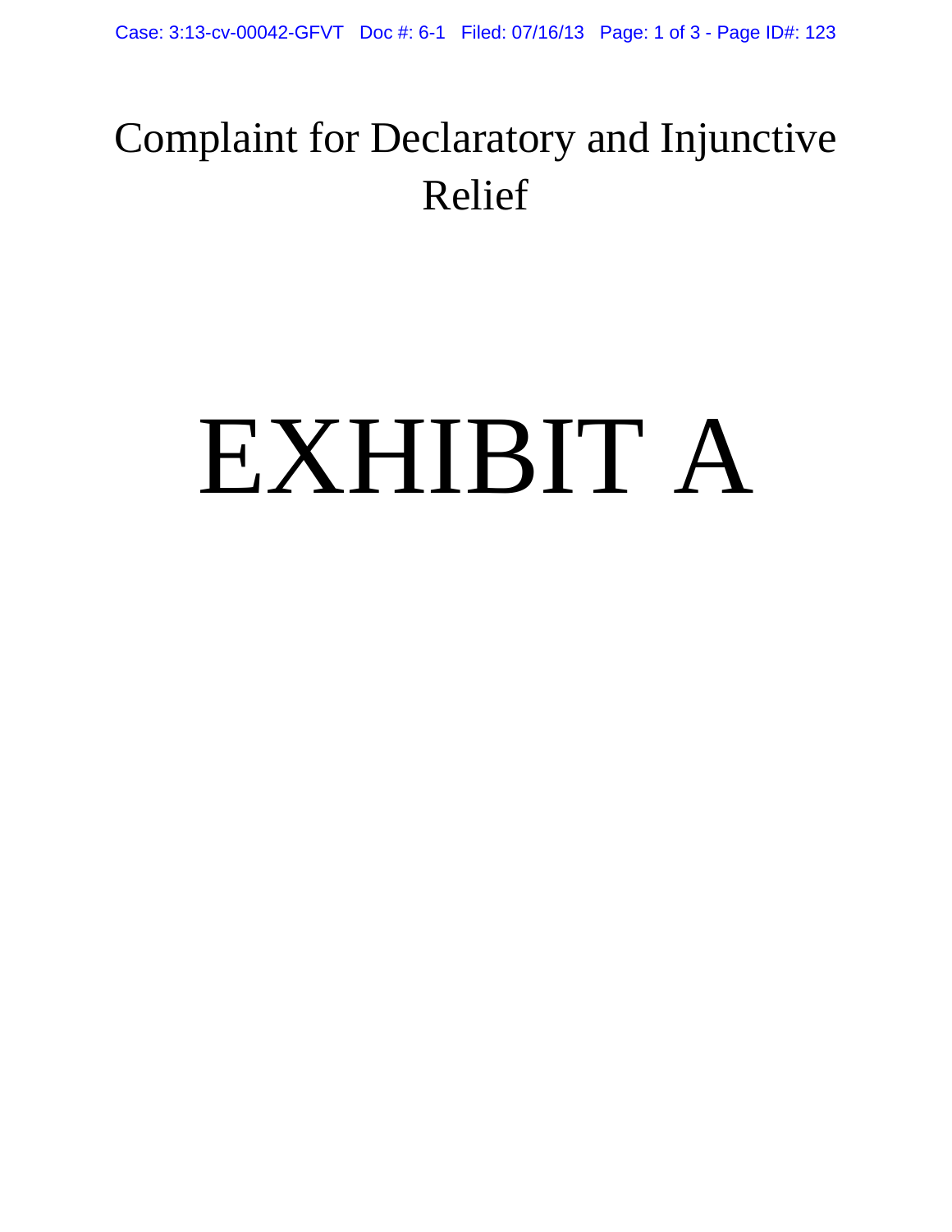Complaint for Declaratory and Injunctive Relief

# EXHIBIT A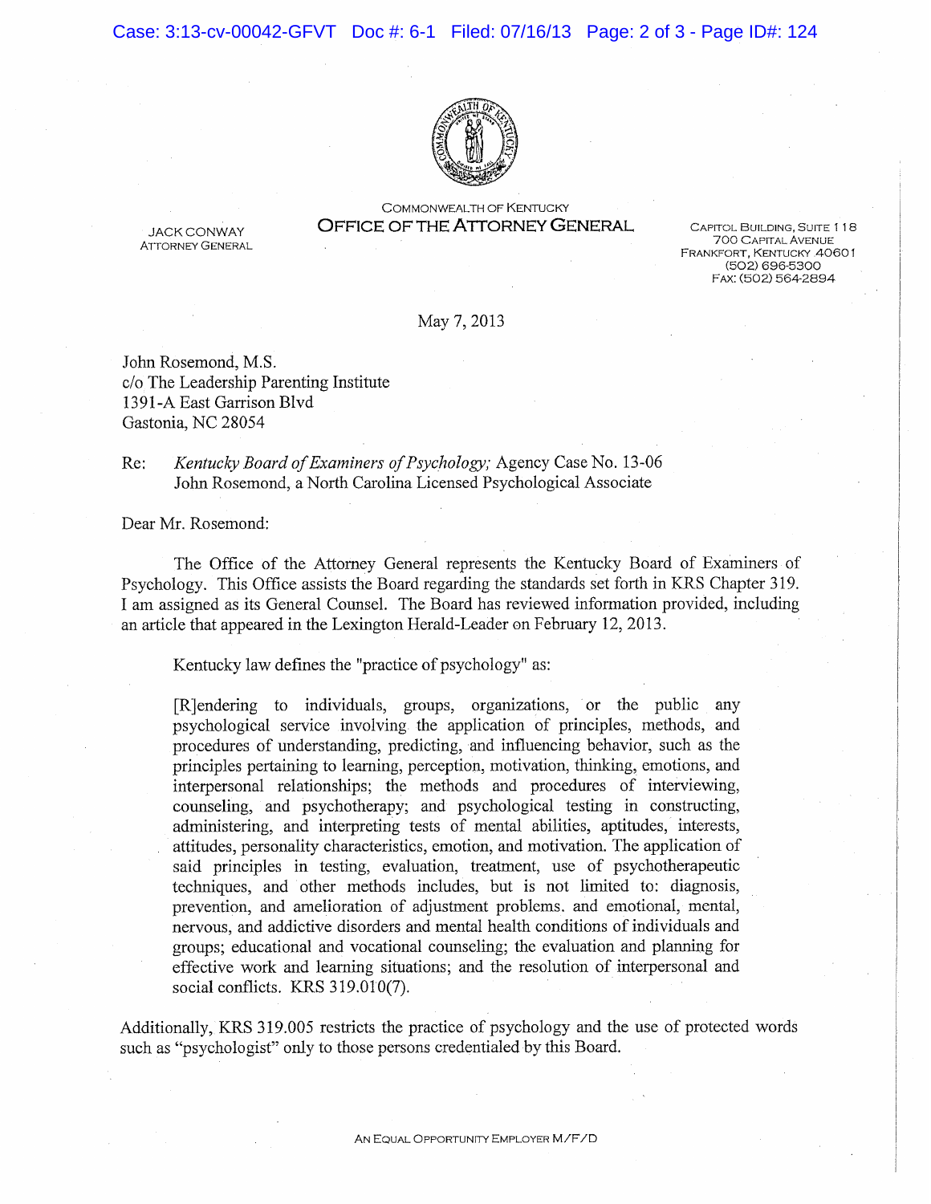COMMONWEALTH OF KENTUCKY
**OFFICE OF THE ATTORNEY GENERAL**

JACK CONWAY
ATTORNEY GENERAL

CAPITOL BUILDING, SUITE 118
700 CAPITAL AVENUE
FRANKFORT, KENTUCKY 40601
(502) 696-5300
FAX: (502) 564-2894

May 7, 2013

John Rosemond, M.S.
c/o The Leadership Parenting Institute
1391-A East Garrison Blvd
Gastonia, NC 28054

Re: *Kentucky Board of Examiners of Psychology;* Agency Case No. 13-06
John Rosemond, a North Carolina Licensed Psychological Associate

Dear Mr. Rosemond:

The Office of the Attorney General represents the Kentucky Board of Examiners of Psychology. This Office assists the Board regarding the standards set forth in KRS Chapter 319. I am assigned as its General Counsel. The Board has reviewed information provided, including an article that appeared in the Lexington Herald-Leader on February 12, 2013.

Kentucky law defines the "practice of psychology" as:

> [R]endering to individuals, groups, organizations, or the public any psychological service involving the application of principles, methods, and procedures of understanding, predicting, and influencing behavior, such as the principles pertaining to learning, perception, motivation, thinking, emotions, and interpersonal relationships; the methods and procedures of interviewing, counseling, and psychotherapy; and psychological testing in constructing, administering, and interpreting tests of mental abilities, aptitudes, interests, attitudes, personality characteristics, emotion, and motivation. The application of said principles in testing, evaluation, treatment, use of psychotherapeutic techniques, and other methods includes, but is not limited to: diagnosis, prevention, and amelioration of adjustment problems. and emotional, mental, nervous, and addictive disorders and mental health conditions of individuals and groups; educational and vocational counseling; the evaluation and planning for effective work and learning situations; and the resolution of interpersonal and social conflicts. KRS 319.010(7).

Additionally, KRS 319.005 restricts the practice of psychology and the use of protected words such as "psychologist" only to those persons credentialed by this Board.

AN EQUAL OPPORTUNITY EMPLOYER M/F/D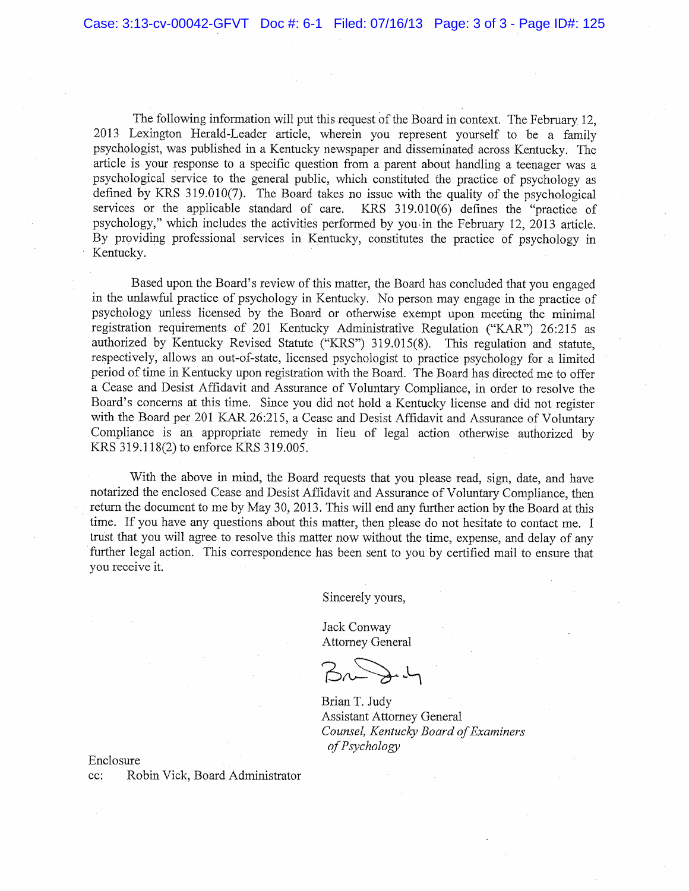The following information will put this request of the Board in context. The February 12, 2013 Lexington Herald-Leader article, wherein you represent yourself to be a family psychologist, was published in a Kentucky newspaper and disseminated across Kentucky. The article is your response to a specific question from a parent about handling a teenager was a psychological service to the general public, which constituted the practice of psychology as defined by KRS 319.010(7). The Board takes no issue with the quality of the psychological services or the applicable standard of care. KRS 319.010(6) defines the "practice of psychology," which includes the activities performed by you in the February 12, 2013 article. By providing professional services in Kentucky, constitutes the practice of psychology in Kentucky.

Based upon the Board's review of this matter, the Board has concluded that you engaged in the unlawful practice of psychology in Kentucky. No person may engage in the practice of psychology unless licensed by the Board or otherwise exempt upon meeting the minimal registration requirements of 201 Kentucky Administrative Regulation ("KAR") 26:215 as authorized by Kentucky Revised Statute ("KRS") 319.015(8). This regulation and statute, respectively, allows an out-of-state, licensed psychologist to practice psychology for a limited period of time in Kentucky upon registration with the Board. The Board has directed me to offer a Cease and Desist Affidavit and Assurance of Voluntary Compliance, in order to resolve the Board's concerns at this time. Since you did not hold a Kentucky license and did not register with the Board per 201 KAR 26:215, a Cease and Desist Affidavit and Assurance of Voluntary Compliance is an appropriate remedy in lieu of legal action otherwise authorized by KRS 319.118(2) to enforce KRS 319.005.

With the above in mind, the Board requests that you please read, sign, date, and have notarized the enclosed Cease and Desist Affidavit and Assurance of Voluntary Compliance, then return the document to me by May 30, 2013. This will end any further action by the Board at this time. If you have any questions about this matter, then please do not hesitate to contact me. I trust that you will agree to resolve this matter now without the time, expense, and delay of any further legal action. This correspondence has been sent to you by certified mail to ensure that you receive it.

Sincerely yours,

Jack Conway
Attorney General

Brian T. Judy
Assistant Attorney General
*Counsel, Kentucky Board of Examiners of Psychology*

Enclosure
cc: Robin Vick, Board Administrator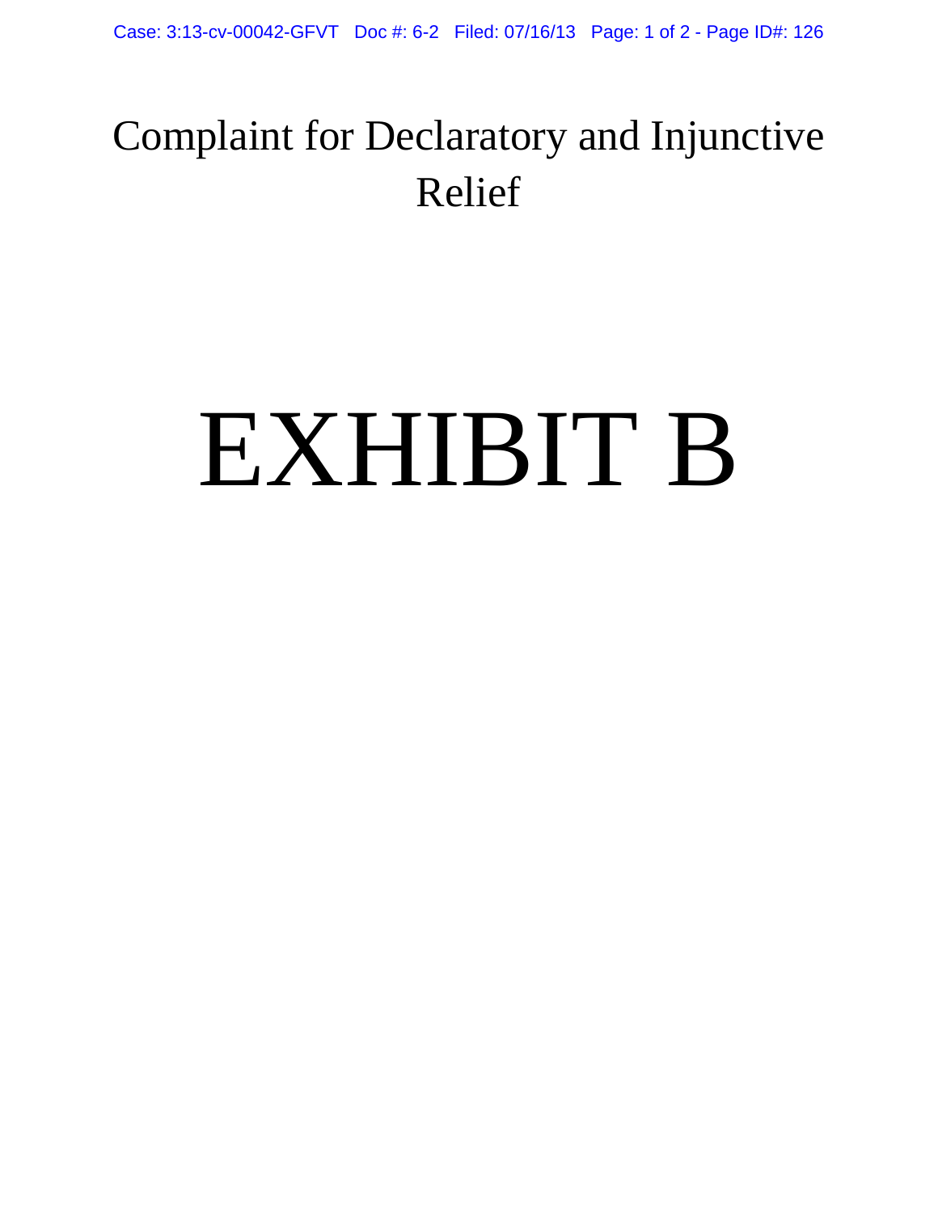# Complaint for Declaratory and Injunctive Relief

# EXHIBIT B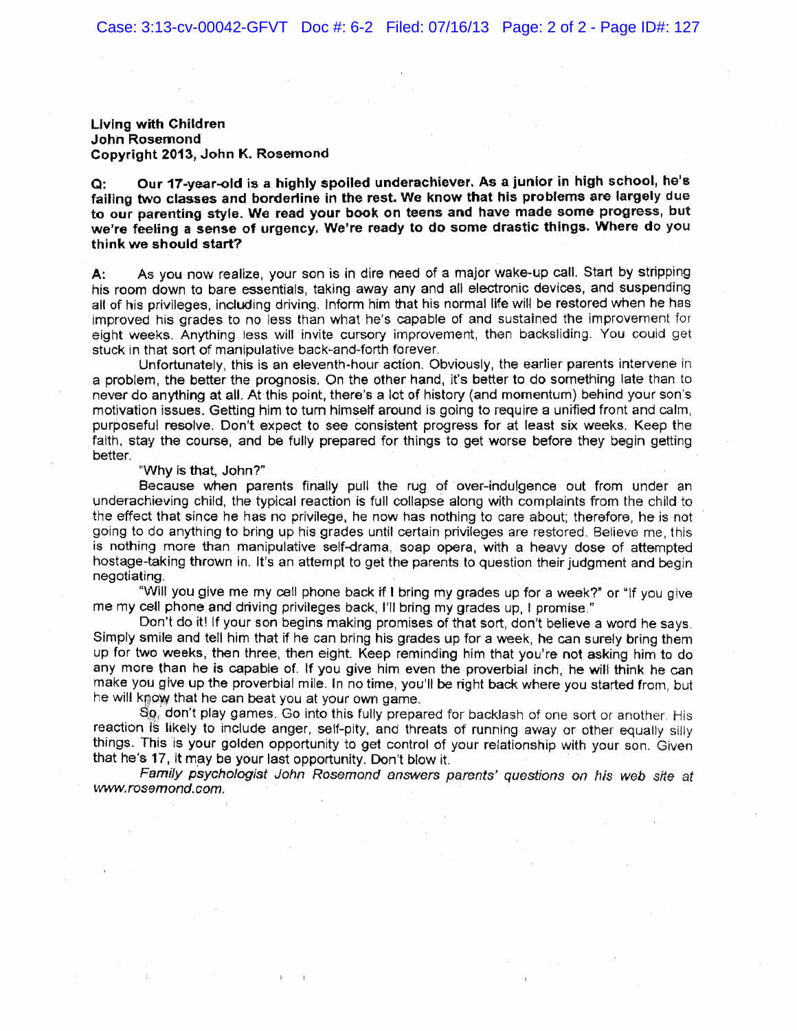**Living with Children**
**John Rosemond**
**Copyright 2013, John K. Rosemond**

**Q: Our 17-year-old is a highly spoiled underachiever. As a junior in high school, he's failing two classes and borderline in the rest. We know that his problems are largely due to our parenting style. We read your book on teens and have made some progress, but we're feeling a sense of urgency. We're ready to do some drastic things. Where do you think we should start?**

A: As you now realize, your son is in dire need of a major wake-up call. Start by stripping his room down to bare essentials, taking away any and all electronic devices, and suspending all of his privileges, including driving. Inform him that his normal life will be restored when he has improved his grades to no less than what he's capable of and sustained the improvement for eight weeks. Anything less will invite cursory improvement, then backsliding. You could get stuck in that sort of manipulative back-and-forth forever.

Unfortunately, this is an eleventh-hour action. Obviously, the earlier parents intervene in a problem, the better the prognosis. On the other hand, it's better to do something late than to never do anything at all. At this point, there's a lot of history (and momentum) behind your son's motivation issues. Getting him to turn himself around is going to require a unified front and calm, purposeful resolve. Don't expect to see consistent progress for at least six weeks. Keep the faith, stay the course, and be fully prepared for things to get worse before they begin getting better.

"Why is that, John?"

Because when parents finally pull the rug of over-indulgence out from under an underachieving child, the typical reaction is full collapse along with complaints from the child to the effect that since he has no privilege, he now has nothing to care about; therefore, he is not going to do anything to bring up his grades until certain privileges are restored. Believe me, this is nothing more than manipulative self-drama, soap opera, with a heavy dose of attempted hostage-taking thrown in. It's an attempt to get the parents to question their judgment and begin negotiating.

"Will you give me my cell phone back if I bring my grades up for a week?" or "If you give me my cell phone and driving privileges back, I'll bring my grades up, I promise."

Don't do it! If your son begins making promises of that sort, don't believe a word he says. Simply smile and tell him that if he can bring his grades up for a week, he can surely bring them up for two weeks, then three, then eight. Keep reminding him that you're not asking him to do any more than he is capable of. If you give him even the proverbial inch, he will think he can make you give up the proverbial mile. In no time, you'll be right back where you started from, but he will know that he can beat you at your own game.

So, don't play games. Go into this fully prepared for backlash of one sort or another. His reaction is likely to include anger, self-pity, and threats of running away or other equally silly things. This is your golden opportunity to get control of your relationship with your son. Given that he's 17, it may be your last opportunity. Don't blow it.

*Family psychologist John Rosemond answers parents' questions on his web site at www.rosemond.com.*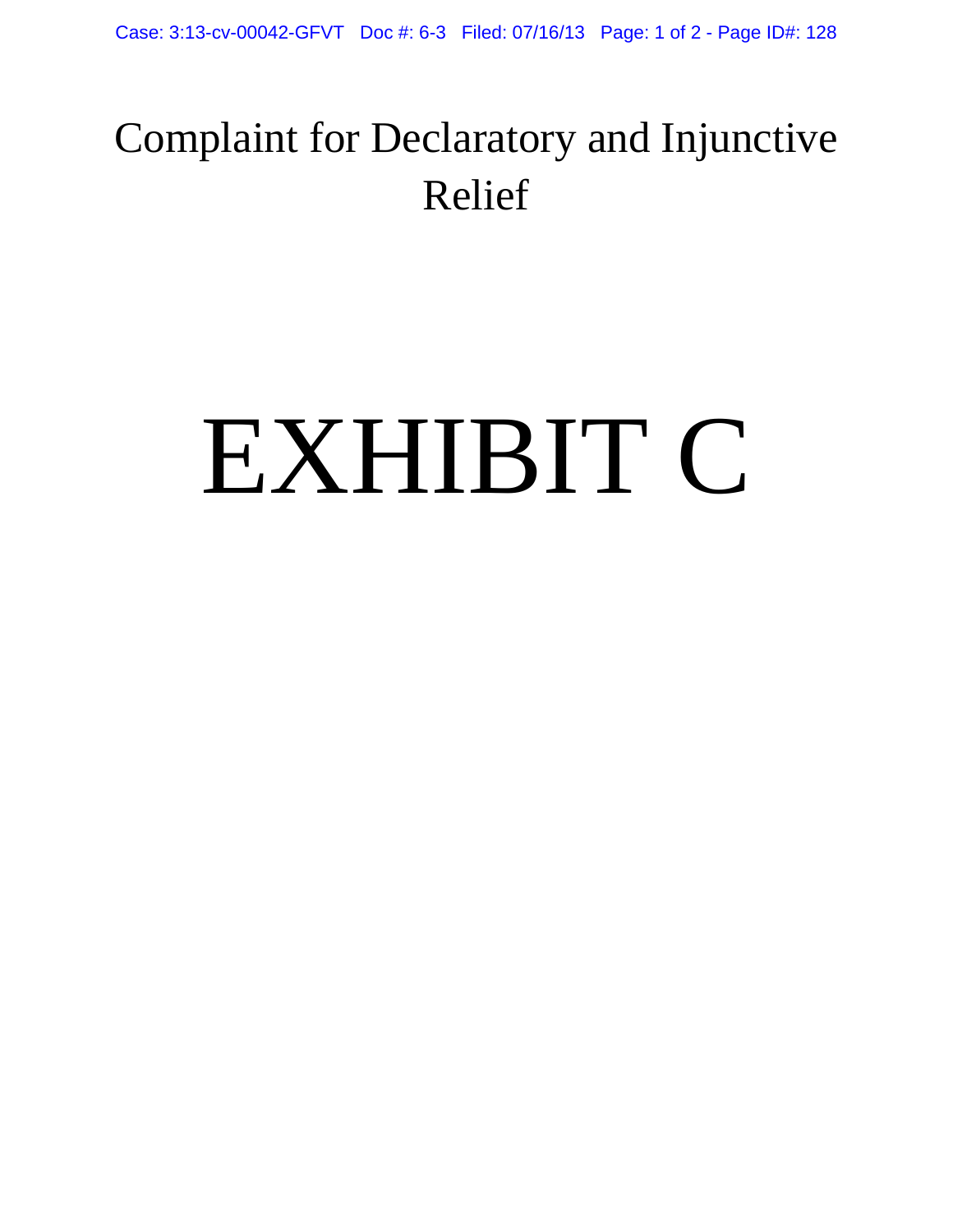# Complaint for Declaratory and Injunctive Relief

# EXHIBIT C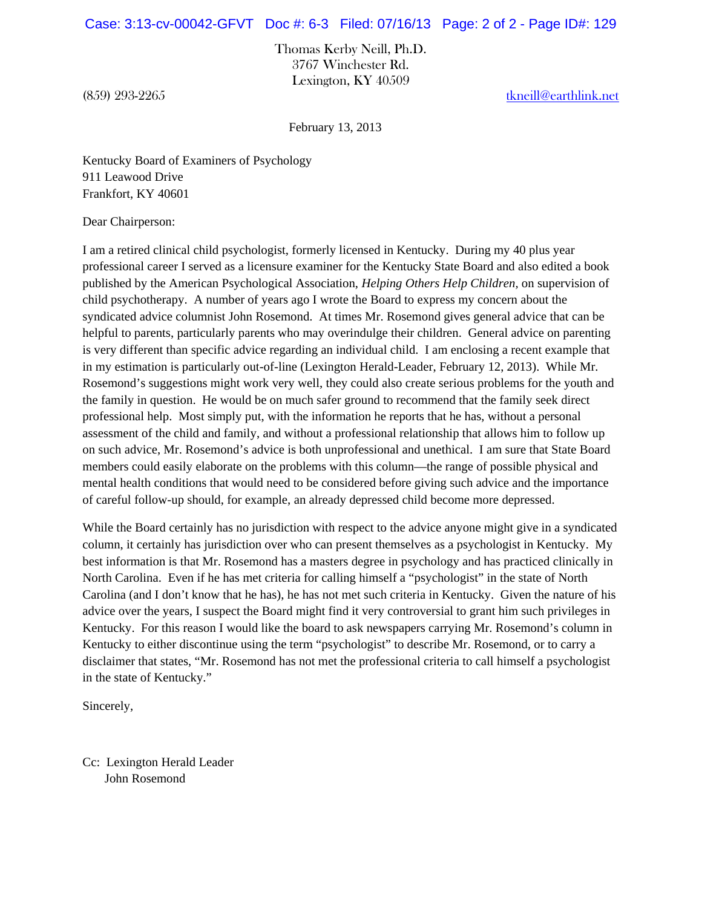Thomas Kerby Neill, Ph.D.
3767 Winchester Rd.
Lexington, KY 40509

(859) 293-2265 tkneill@earthlink.net

February 13, 2013

Kentucky Board of Examiners of Psychology
911 Leawood Drive
Frankfort, KY 40601

Dear Chairperson:

I am a retired clinical child psychologist, formerly licensed in Kentucky. During my 40 plus year professional career I served as a licensure examiner for the Kentucky State Board and also edited a book published by the American Psychological Association, *Helping Others Help Children*, on supervision of child psychotherapy. A number of years ago I wrote the Board to express my concern about the syndicated advice columnist John Rosemond. At times Mr. Rosemond gives general advice that can be helpful to parents, particularly parents who may overindulge their children. General advice on parenting is very different than specific advice regarding an individual child. I am enclosing a recent example that in my estimation is particularly out-of-line (Lexington Herald-Leader, February 12, 2013). While Mr. Rosemond's suggestions might work very well, they could also create serious problems for the youth and the family in question. He would be on much safer ground to recommend that the family seek direct professional help. Most simply put, with the information he reports that he has, without a personal assessment of the child and family, and without a professional relationship that allows him to follow up on such advice, Mr. Rosemond's advice is both unprofessional and unethical. I am sure that State Board members could easily elaborate on the problems with this column—the range of possible physical and mental health conditions that would need to be considered before giving such advice and the importance of careful follow-up should, for example, an already depressed child become more depressed.

While the Board certainly has no jurisdiction with respect to the advice anyone might give in a syndicated column, it certainly has jurisdiction over who can present themselves as a psychologist in Kentucky. My best information is that Mr. Rosemond has a masters degree in psychology and has practiced clinically in North Carolina. Even if he has met criteria for calling himself a "psychologist" in the state of North Carolina (and I don't know that he has), he has not met such criteria in Kentucky. Given the nature of his advice over the years, I suspect the Board might find it very controversial to grant him such privileges in Kentucky. For this reason I would like the board to ask newspapers carrying Mr. Rosemond's column in Kentucky to either discontinue using the term "psychologist" to describe Mr. Rosemond, or to carry a disclaimer that states, "Mr. Rosemond has not met the professional criteria to call himself a psychologist in the state of Kentucky."

Sincerely,

Cc: Lexington Herald Leader
John Rosemond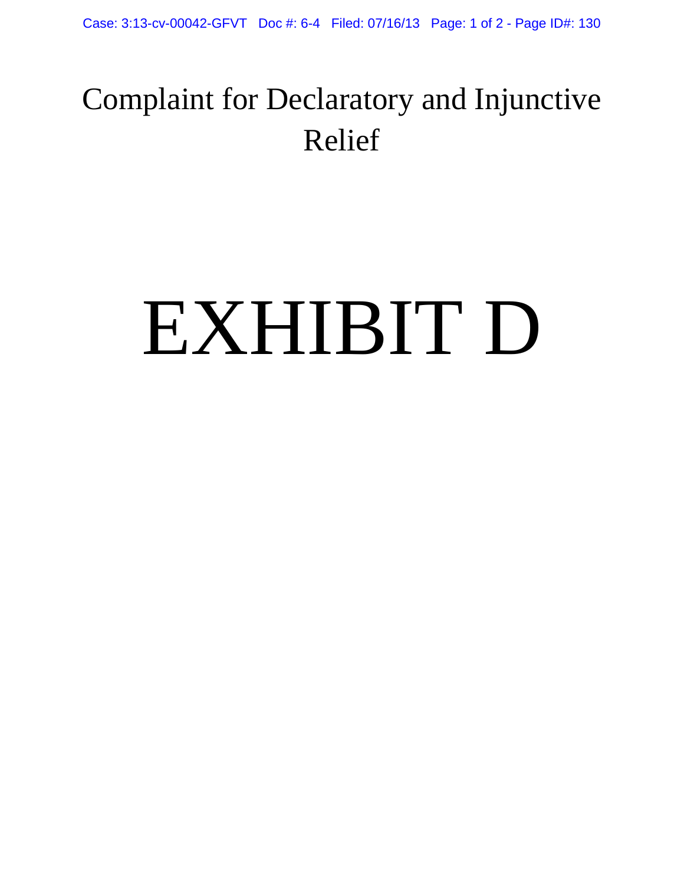# Complaint for Declaratory and Injunctive Relief

# EXHIBIT D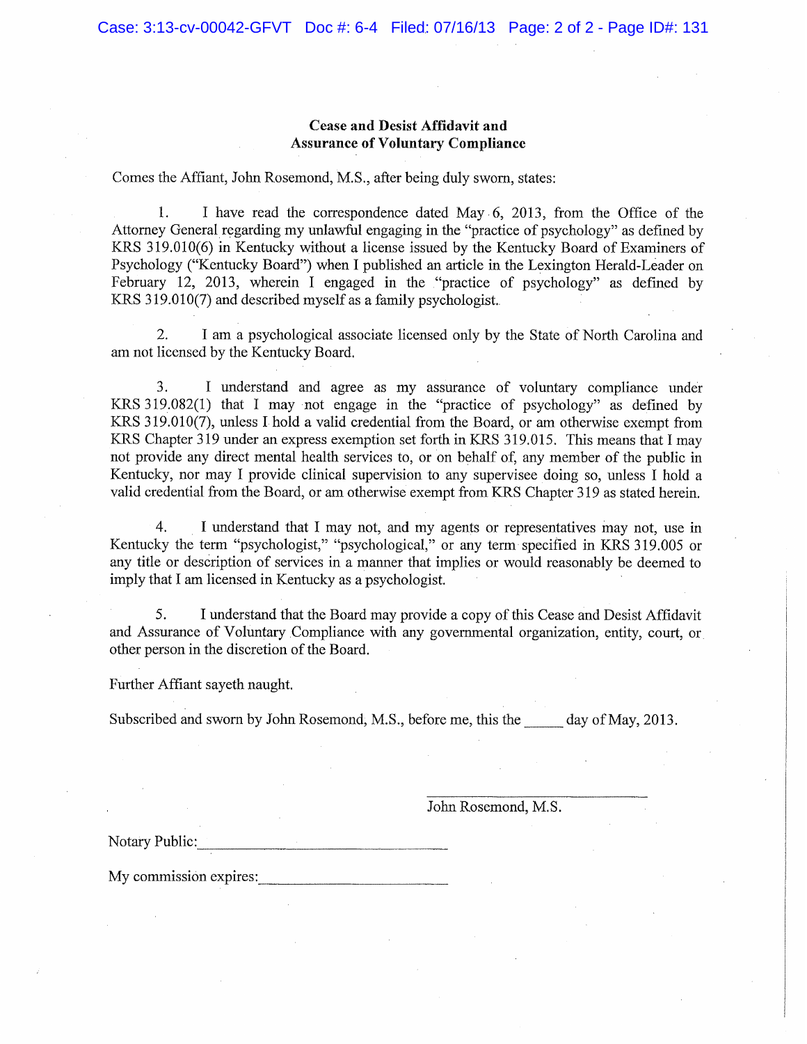**Cease and Desist Affidavit and Assurance of Voluntary Compliance**

Comes the Affiant, John Rosemond, M.S., after being duly sworn, states:

1. I have read the correspondence dated May 6, 2013, from the Office of the Attorney General regarding my unlawful engaging in the "practice of psychology" as defined by KRS 319.010(6) in Kentucky without a license issued by the Kentucky Board of Examiners of Psychology ("Kentucky Board") when I published an article in the Lexington Herald-Leader on February 12, 2013, wherein I engaged in the "practice of psychology" as defined by KRS 319.010(7) and described myself as a family psychologist.

2. I am a psychological associate licensed only by the State of North Carolina and am not licensed by the Kentucky Board.

3. I understand and agree as my assurance of voluntary compliance under KRS 319.082(1) that I may not engage in the "practice of psychology" as defined by KRS 319.010(7), unless I hold a valid credential from the Board, or am otherwise exempt from KRS Chapter 319 under an express exemption set forth in KRS 319.015. This means that I may not provide any direct mental health services to, or on behalf of, any member of the public in Kentucky, nor may I provide clinical supervision to any supervisee doing so, unless I hold a valid credential from the Board, or am otherwise exempt from KRS Chapter 319 as stated herein.

4. I understand that I may not, and my agents or representatives may not, use in Kentucky the term "psychologist," "psychological," or any term specified in KRS 319.005 or any title or description of services in a manner that implies or would reasonably be deemed to imply that I am licensed in Kentucky as a psychologist.

5. I understand that the Board may provide a copy of this Cease and Desist Affidavit and Assurance of Voluntary Compliance with any governmental organization, entity, court, or other person in the discretion of the Board.

Further Affiant sayeth naught.

Subscribed and sworn by John Rosemond, M.S., before me, this the _____ day of May, 2013.

_______________________________
John Rosemond, M.S.

Notary Public:_______________________________

My commission expires:_______________________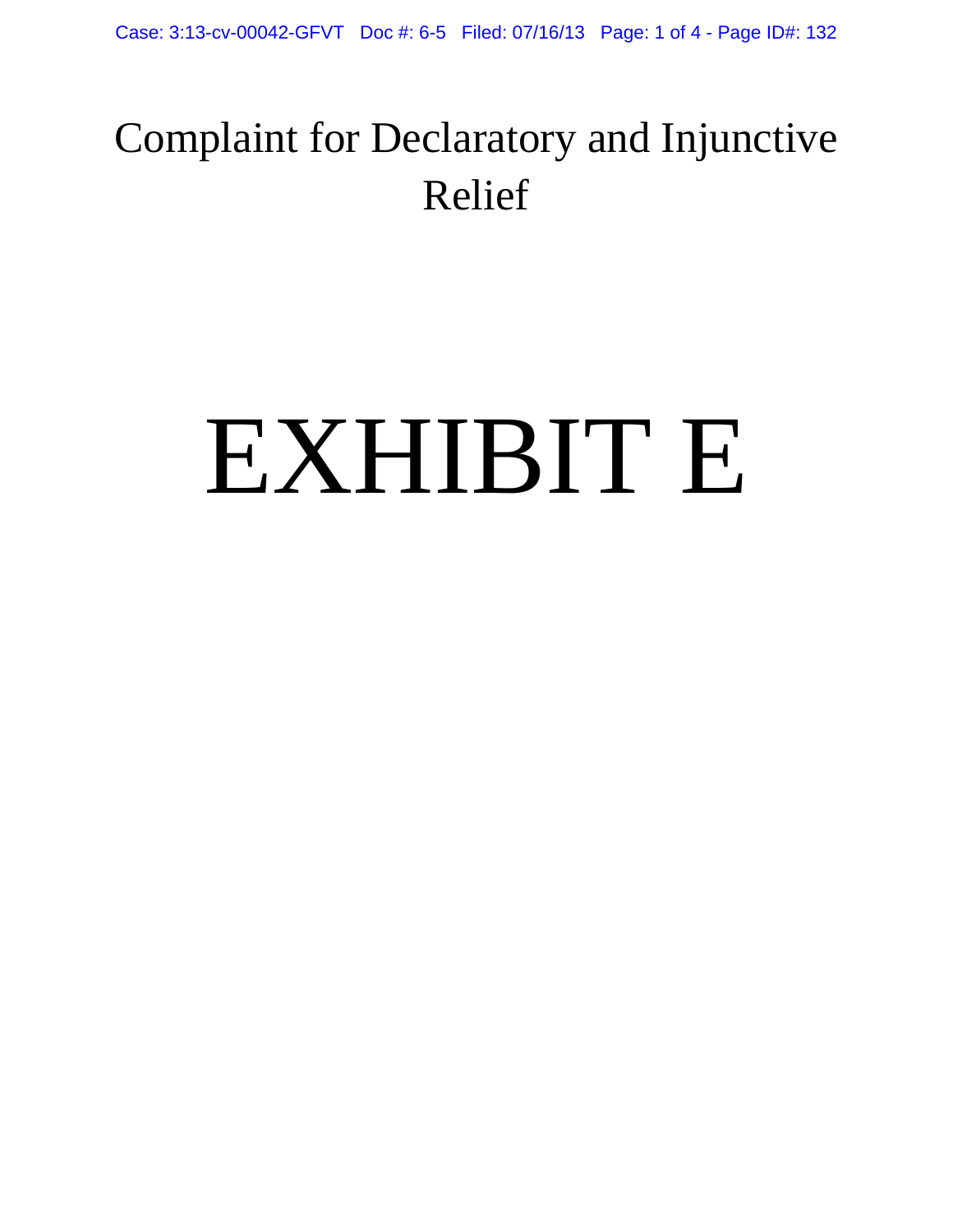# Complaint for Declaratory and Injunctive Relief

# EXHIBIT E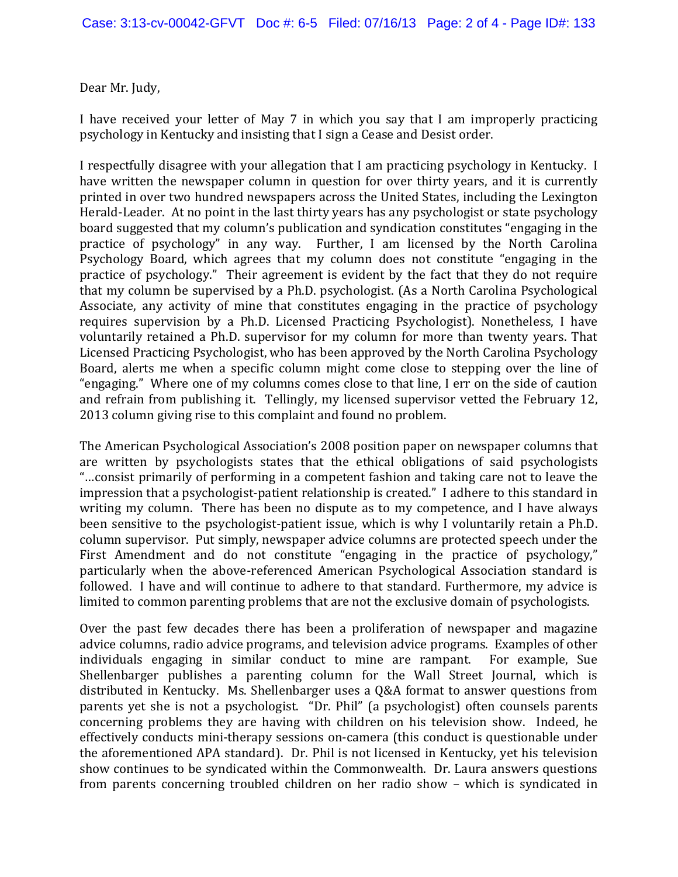Dear Mr. Judy,

I have received your letter of May 7 in which you say that I am improperly practicing psychology in Kentucky and insisting that I sign a Cease and Desist order.

I respectfully disagree with your allegation that I am practicing psychology in Kentucky. I have written the newspaper column in question for over thirty years, and it is currently printed in over two hundred newspapers across the United States, including the Lexington Herald-Leader. At no point in the last thirty years has any psychologist or state psychology board suggested that my column's publication and syndication constitutes "engaging in the practice of psychology" in any way. Further, I am licensed by the North Carolina Psychology Board, which agrees that my column does not constitute "engaging in the practice of psychology." Their agreement is evident by the fact that they do not require that my column be supervised by a Ph.D. psychologist. (As a North Carolina Psychological Associate, any activity of mine that constitutes engaging in the practice of psychology requires supervision by a Ph.D. Licensed Practicing Psychologist). Nonetheless, I have voluntarily retained a Ph.D. supervisor for my column for more than twenty years. That Licensed Practicing Psychologist, who has been approved by the North Carolina Psychology Board, alerts me when a specific column might come close to stepping over the line of "engaging." Where one of my columns comes close to that line, I err on the side of caution and refrain from publishing it. Tellingly, my licensed supervisor vetted the February 12, 2013 column giving rise to this complaint and found no problem.

The American Psychological Association's 2008 position paper on newspaper columns that are written by psychologists states that the ethical obligations of said psychologists "…consist primarily of performing in a competent fashion and taking care not to leave the impression that a psychologist-patient relationship is created." I adhere to this standard in writing my column. There has been no dispute as to my competence, and I have always been sensitive to the psychologist-patient issue, which is why I voluntarily retain a Ph.D. column supervisor. Put simply, newspaper advice columns are protected speech under the First Amendment and do not constitute "engaging in the practice of psychology," particularly when the above-referenced American Psychological Association standard is followed. I have and will continue to adhere to that standard. Furthermore, my advice is limited to common parenting problems that are not the exclusive domain of psychologists.

Over the past few decades there has been a proliferation of newspaper and magazine advice columns, radio advice programs, and television advice programs. Examples of other individuals engaging in similar conduct to mine are rampant. For example, Sue Shellenbarger publishes a parenting column for the Wall Street Journal, which is distributed in Kentucky. Ms. Shellenbarger uses a Q&A format to answer questions from parents yet she is not a psychologist. "Dr. Phil" (a psychologist) often counsels parents concerning problems they are having with children on his television show. Indeed, he effectively conducts mini-therapy sessions on-camera (this conduct is questionable under the aforementioned APA standard). Dr. Phil is not licensed in Kentucky, yet his television show continues to be syndicated within the Commonwealth. Dr. Laura answers questions from parents concerning troubled children on her radio show – which is syndicated in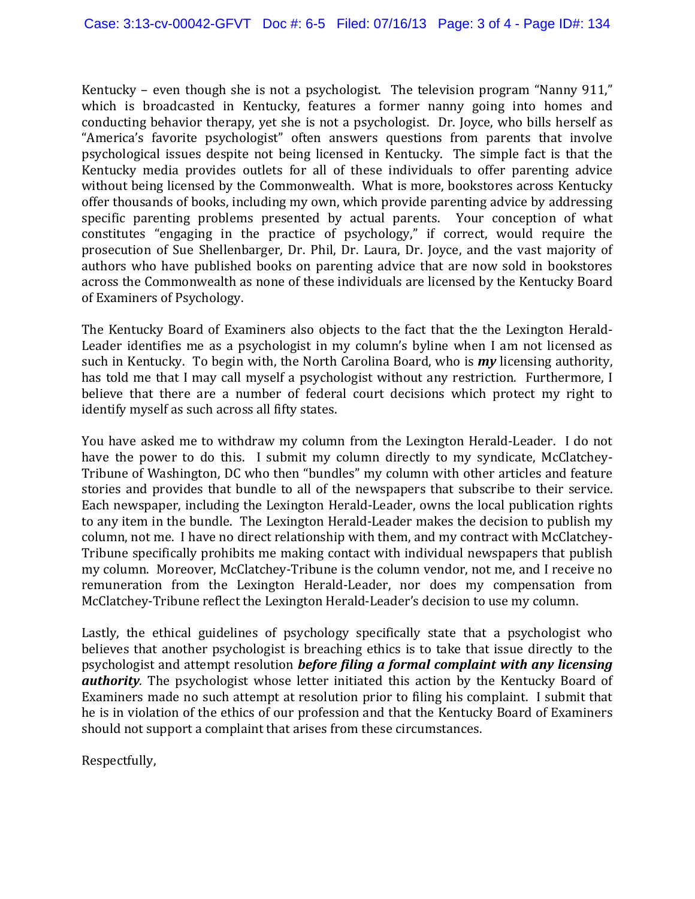Kentucky – even though she is not a psychologist. The television program "Nanny 911," which is broadcasted in Kentucky, features a former nanny going into homes and conducting behavior therapy, yet she is not a psychologist. Dr. Joyce, who bills herself as "America's favorite psychologist" often answers questions from parents that involve psychological issues despite not being licensed in Kentucky. The simple fact is that the Kentucky media provides outlets for all of these individuals to offer parenting advice without being licensed by the Commonwealth. What is more, bookstores across Kentucky offer thousands of books, including my own, which provide parenting advice by addressing specific parenting problems presented by actual parents. Your conception of what constitutes "engaging in the practice of psychology," if correct, would require the prosecution of Sue Shellenbarger, Dr. Phil, Dr. Laura, Dr. Joyce, and the vast majority of authors who have published books on parenting advice that are now sold in bookstores across the Commonwealth as none of these individuals are licensed by the Kentucky Board of Examiners of Psychology.

The Kentucky Board of Examiners also objects to the fact that the the Lexington Herald-Leader identifies me as a psychologist in my column's byline when I am not licensed as such in Kentucky. To begin with, the North Carolina Board, who is ***my*** licensing authority, has told me that I may call myself a psychologist without any restriction. Furthermore, I believe that there are a number of federal court decisions which protect my right to identify myself as such across all fifty states.

You have asked me to withdraw my column from the Lexington Herald-Leader. I do not have the power to do this. I submit my column directly to my syndicate, McClatchey-Tribune of Washington, DC who then "bundles" my column with other articles and feature stories and provides that bundle to all of the newspapers that subscribe to their service. Each newspaper, including the Lexington Herald-Leader, owns the local publication rights to any item in the bundle. The Lexington Herald-Leader makes the decision to publish my column, not me. I have no direct relationship with them, and my contract with McClatchey-Tribune specifically prohibits me making contact with individual newspapers that publish my column. Moreover, McClatchey-Tribune is the column vendor, not me, and I receive no remuneration from the Lexington Herald-Leader, nor does my compensation from McClatchey-Tribune reflect the Lexington Herald-Leader's decision to use my column.

Lastly, the ethical guidelines of psychology specifically state that a psychologist who believes that another psychologist is breaching ethics is to take that issue directly to the psychologist and attempt resolution ***before filing a formal complaint with any licensing authority***. The psychologist whose letter initiated this action by the Kentucky Board of Examiners made no such attempt at resolution prior to filing his complaint. I submit that he is in violation of the ethics of our profession and that the Kentucky Board of Examiners should not support a complaint that arises from these circumstances.

Respectfully,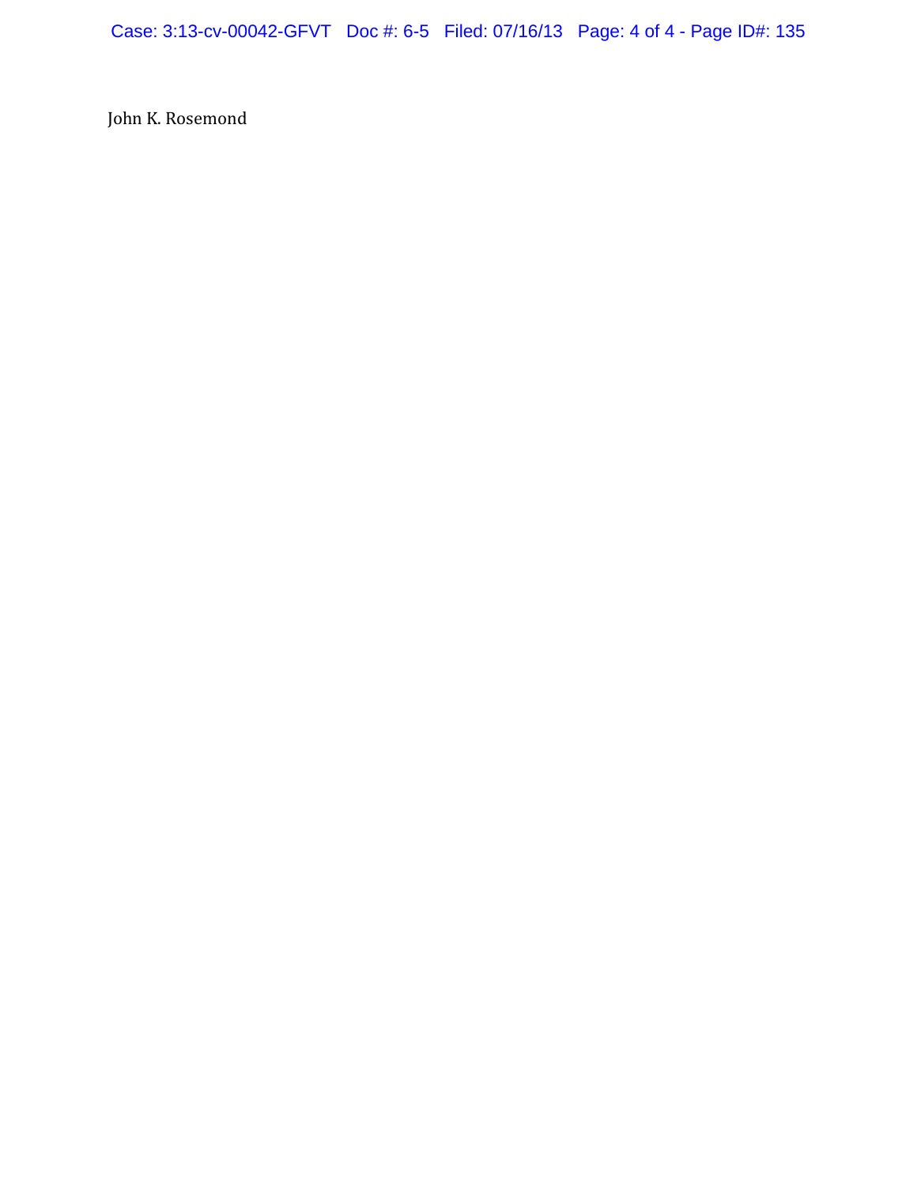John K. Rosemond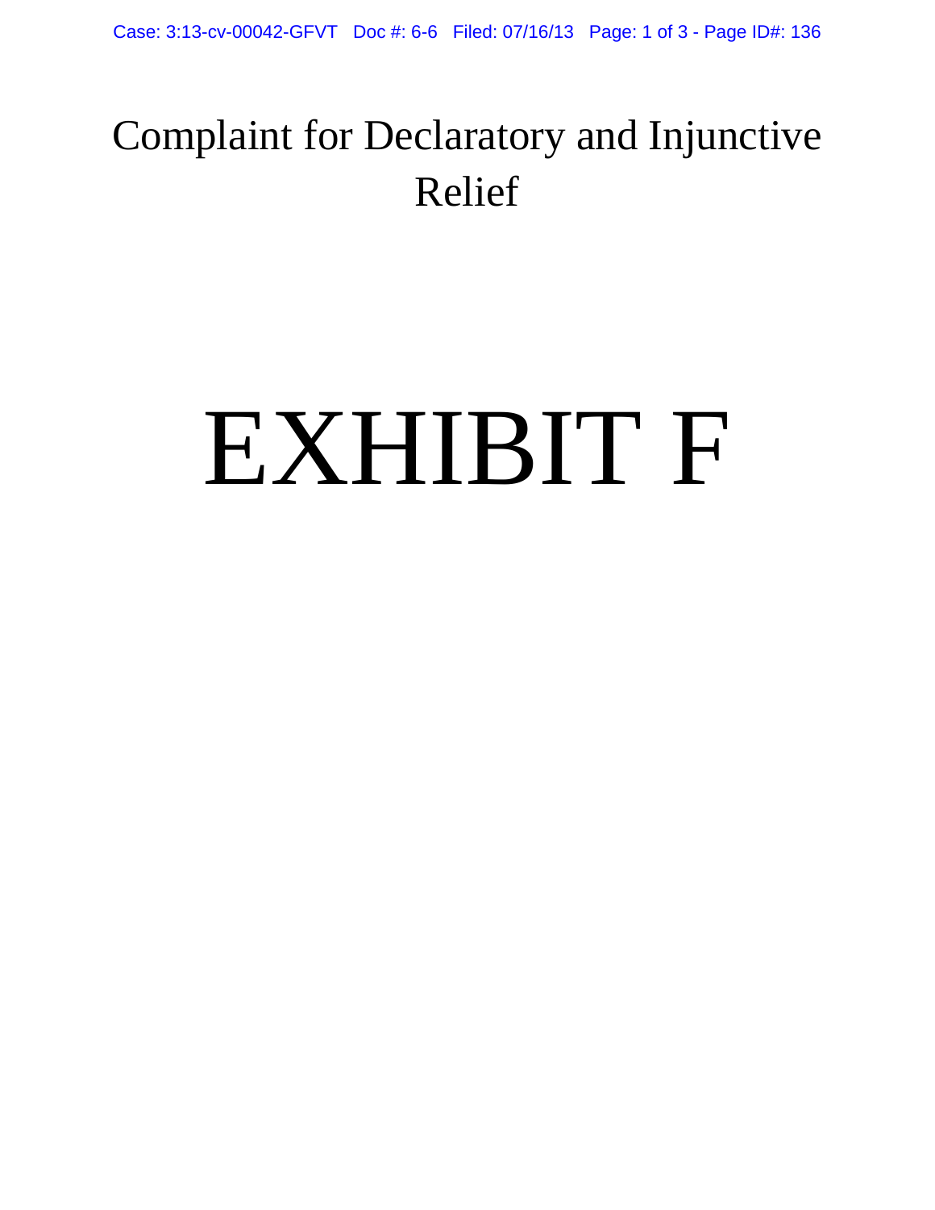# Complaint for Declaratory and Injunctive Relief

# EXHIBIT F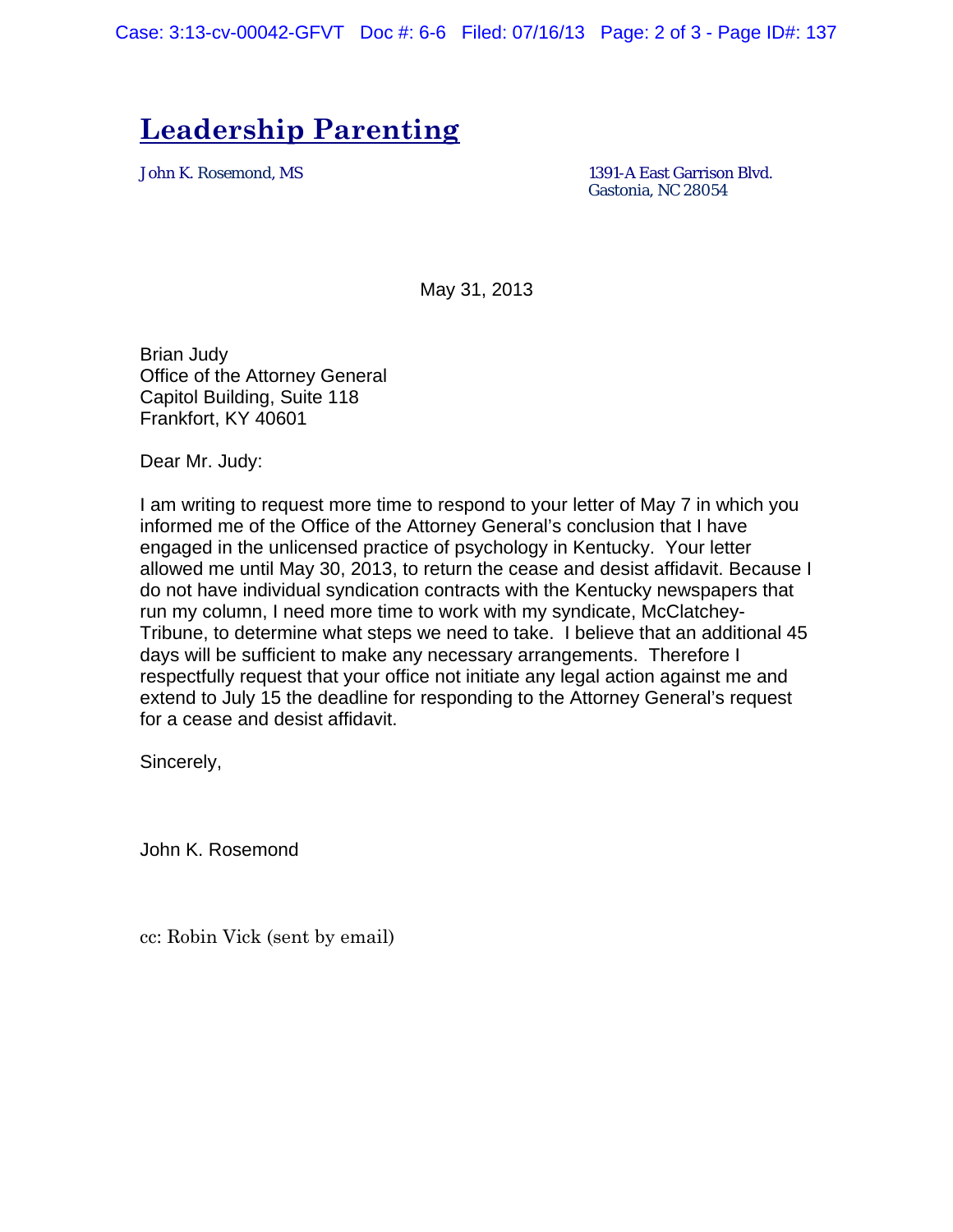# Leadership Parenting

John K. Rosemond, MS

1391-A East Garrison Blvd.
Gastonia, NC 28054

May 31, 2013

Brian Judy
Office of the Attorney General
Capitol Building, Suite 118
Frankfort, KY 40601

Dear Mr. Judy:

I am writing to request more time to respond to your letter of May 7 in which you informed me of the Office of the Attorney General's conclusion that I have engaged in the unlicensed practice of psychology in Kentucky. Your letter allowed me until May 30, 2013, to return the cease and desist affidavit. Because I do not have individual syndication contracts with the Kentucky newspapers that run my column, I need more time to work with my syndicate, McClatchey-Tribune, to determine what steps we need to take. I believe that an additional 45 days will be sufficient to make any necessary arrangements. Therefore I respectfully request that your office not initiate any legal action against me and extend to July 15 the deadline for responding to the Attorney General's request for a cease and desist affidavit.

Sincerely,

John K. Rosemond

cc: Robin Vick (sent by email)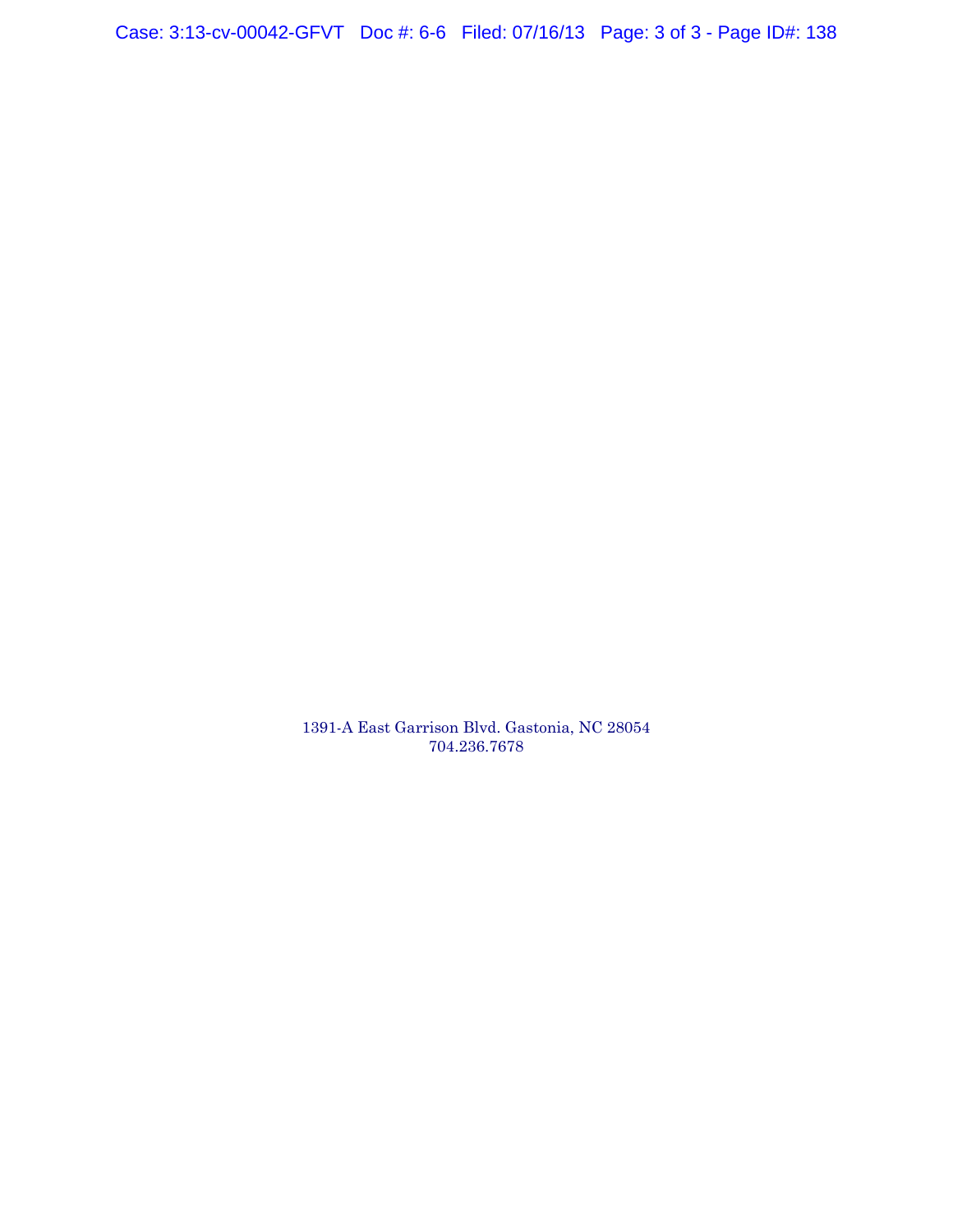1391-A East Garrison Blvd. Gastonia, NC 28054
704.236.7678